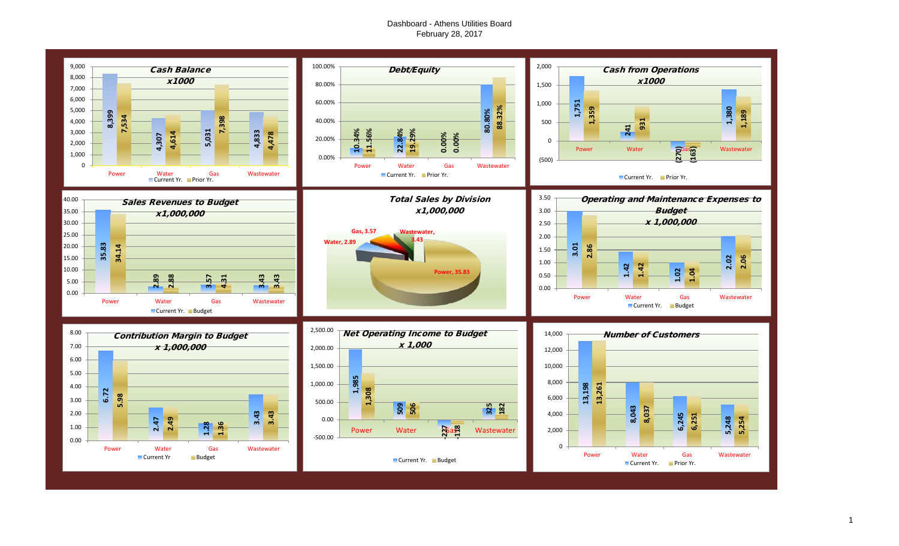# Dashboard - Athens Utilities Board
February 28, 2017

## Cash Balance x1000

| | Power | Water | Gas | Wastewater |
|---|---|---|---|---|
| Current Yr. | 8,399 | 4,307 | 5,031 | 4,833 |
| Prior Yr. | 7,534 | 4,614 | 7,398 | 4,478 |

## Debt/Equity

| | Power | Water | Gas | Wastewater |
|---|---|---|---|---|
| Current Yr. | 10.34% | 22.84% | 0.00% | 80.80% |
| Prior Yr. | 11.56% | 19.29% | 0.00% | 88.32% |

## Cash from Operations x1000

| | Power | Water | Gas | Wastewater |
|---|---|---|---|---|
| Current Yr. | 1,751 | 241 | (270) | 1,380 |
| Prior Yr. | 1,359 | 931 | (163) | 1,189 |

## Sales Revenues to Budget x1,000,000

| | Power | Water | Gas | Wastewater |
|---|---|---|---|---|
| Current Yr. | 35.83 | 2.89 | 3.57 | 3.43 |
| Budget | 34.14 | 2.88 | 4.31 | 3.43 |

## Total Sales by Division x1,000,000

| Division | Sales |
|---|---|
| Power | 35.83 |
| Water | 2.89 |
| Gas | 3.57 |
| Wastewater | 3.43 |

## Operating and Maintenance Expenses to Budget x 1,000,000

| | Power | Water | Gas | Wastewater |
|---|---|---|---|---|
| Current Yr. | 3.01 | 1.42 | 1.02 | 2.02 |
| Budget | 2.86 | 1.42 | 1.04 | 2.06 |

## Contribution Margin to Budget x 1,000,000

| | Power | Water | Gas | Wastewater |
|---|---|---|---|---|
| Current Yr | 6.72 | 2.47 | 1.28 | 3.43 |
| Budget | 5.98 | 2.49 | 1.36 | 3.43 |

## Net Operating Income to Budget x 1,000

| | Power | Water | Gas | Wastewater |
|---|---|---|---|---|
| Current Yr. | 1,985 | 509 | -227 | 325 |
| Budget | 1,308 | 506 | -118 | 182 |

## Number of Customers

| | Power | Water | Gas | Wastewater |
|---|---|---|---|---|
| Current Yr. | 13,198 | 8,043 | 6,245 | 5,248 |
| Prior Yr. | 13,261 | 8,037 | 6,251 | 5,254 |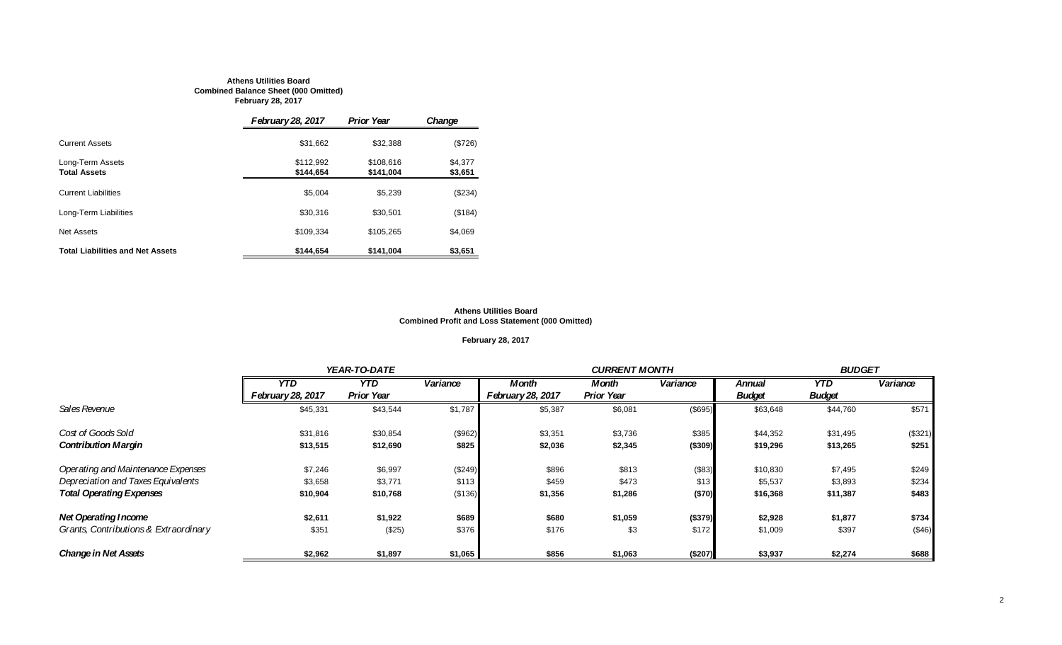**Athens Utilities Board**
**Combined Balance Sheet (000 Omitted)**
**February 28, 2017**

| | *February 28, 2017* | *Prior Year* | *Change* |
|---|---|---|---|
| Current Assets | $31,662 | $32,388 | ($726) |
| Long-Term Assets | $112,992 | $108,616 | $4,377 |
| **Total Assets** | **$144,654** | **$141,004** | **$3,651** |
| Current Liabilities | $5,004 | $5,239 | ($234) |
| Long-Term Liabilities | $30,316 | $30,501 | ($184) |
| Net Assets | $109,334 | $105,265 | $4,069 |
| **Total Liabilities and Net Assets** | **$144,654** | **$141,004** | **$3,651** |

**Athens Utilities Board**
**Combined Profit and Loss Statement (000 Omitted)**

**February 28, 2017**

| | *YEAR-TO-DATE* | | | *CURRENT MONTH* | | | *BUDGET* | | |
|---|---|---|---|---|---|---|---|---|---|
| | *YTD February 28, 2017* | *YTD Prior Year* | *Variance* | *Month February 28, 2017* | *Month Prior Year* | *Variance* | *Annual Budget* | *YTD Budget* | *Variance* |
| *Sales Revenue* | $45,331 | $43,544 | $1,787 | $5,387 | $6,081 | ($695) | $63,648 | $44,760 | $571 |
| *Cost of Goods Sold* | $31,816 | $30,854 | ($962) | $3,351 | $3,736 | $385 | $44,352 | $31,495 | ($321) |
| ***Contribution Margin*** | **$13,515** | **$12,690** | **$825** | **$2,036** | **$2,345** | **($309)** | **$19,296** | **$13,265** | **$251** |
| *Operating and Maintenance Expenses* | $7,246 | $6,997 | ($249) | $896 | $813 | ($83) | $10,830 | $7,495 | $249 |
| *Depreciation and Taxes Equivalents* | $3,658 | $3,771 | $113 | $459 | $473 | $13 | $5,537 | $3,893 | $234 |
| ***Total Operating Expenses*** | **$10,904** | **$10,768** | **($136)** | **$1,356** | **$1,286** | **($70)** | **$16,368** | **$11,387** | **$483** |
| ***Net Operating Income*** | **$2,611** | **$1,922** | **$689** | **$680** | **$1,059** | **($379)** | **$2,928** | **$1,877** | **$734** |
| *Grants, Contributions & Extraordinary* | $351 | ($25) | $376 | $176 | $3 | $172 | $1,009 | $397 | ($46) |
| ***Change in Net Assets*** | **$2,962** | **$1,897** | **$1,065** | **$856** | **$1,063** | **($207)** | **$3,937** | **$2,274** | **$688** |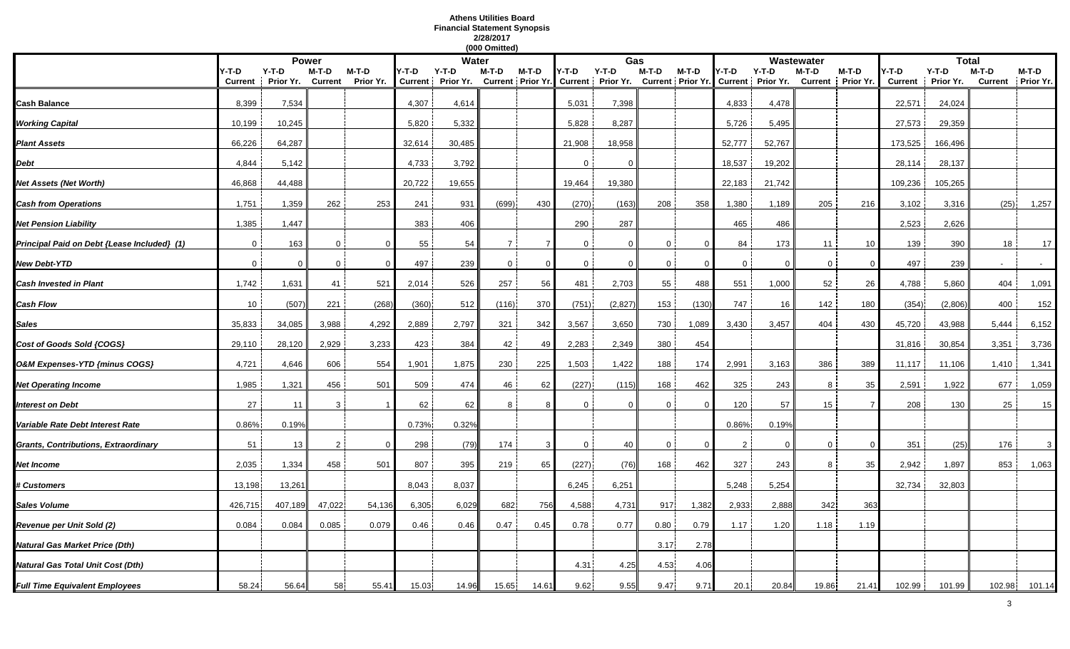**Athens Utilities Board**
**Financial Statement Synopsis**
**2/28/2017**
**(000 Omitted)**

| | Power | | | | Water | | | | Gas | | | | Wastewater | | | | Total | | | |
|---|---|---|---|---|---|---|---|---|---|---|---|---|---|---|---|---|---|---|---|---|
| | Y-T-D Current | Y-T-D Prior Yr. | M-T-D Current | M-T-D Prior Yr. | Y-T-D Current | Y-T-D Prior Yr. | M-T-D Current | M-T-D Prior Yr. | Y-T-D Current | Y-T-D Prior Yr. | M-T-D Current | M-T-D Prior Yr. | Y-T-D Current | Y-T-D Prior Yr. | M-T-D Current | M-T-D Prior Yr. | Y-T-D Current | Y-T-D Prior Yr. | M-T-D Current | M-T-D Prior Yr. |
| **Cash Balance** | 8,399 | 7,534 | | | 4,307 | 4,614 | | | 5,031 | 7,398 | | | 4,833 | 4,478 | | | 22,571 | 24,024 | | |
| ***Working Capital*** | 10,199 | 10,245 | | | 5,820 | 5,332 | | | 5,828 | 8,287 | | | 5,726 | 5,495 | | | 27,573 | 29,359 | | |
| ***Plant Assets*** | 66,226 | 64,287 | | | 32,614 | 30,485 | | | 21,908 | 18,958 | | | 52,777 | 52,767 | | | 173,525 | 166,496 | | |
| ***Debt*** | 4,844 | 5,142 | | | 4,733 | 3,792 | | | 0 | 0 | | | 18,537 | 19,202 | | | 28,114 | 28,137 | | |
| ***Net Assets (Net Worth)*** | 46,868 | 44,488 | | | 20,722 | 19,655 | | | 19,464 | 19,380 | | | 22,183 | 21,742 | | | 109,236 | 105,265 | | |
| ***Cash from Operations*** | 1,751 | 1,359 | 262 | 253 | 241 | 931 | (699) | 430 | (270) | (163) | 208 | 358 | 1,380 | 1,189 | 205 | 216 | 3,102 | 3,316 | (25) | 1,257 |
| ***Net Pension Liability*** | 1,385 | 1,447 | | | 383 | 406 | | | 290 | 287 | | | 465 | 486 | | | 2,523 | 2,626 | | |
| ***Principal Paid on Debt {Lease Included} (1)*** | 0 | 163 | 0 | 0 | 55 | 54 | 7 | 7 | 0 | 0 | 0 | 0 | 84 | 173 | 11 | 10 | 139 | 390 | 18 | 17 |
| ***New Debt-YTD*** | 0 | 0 | 0 | 0 | 497 | 239 | 0 | 0 | 0 | 0 | 0 | 0 | 0 | 0 | 0 | 0 | 497 | 239 | - | - |
| ***Cash Invested in Plant*** | 1,742 | 1,631 | 41 | 521 | 2,014 | 526 | 257 | 56 | 481 | 2,703 | 55 | 488 | 551 | 1,000 | 52 | 26 | 4,788 | 5,860 | 404 | 1,091 |
| ***Cash Flow*** | 10 | (507) | 221 | (268) | (360) | 512 | (116) | 370 | (751) | (2,827) | 153 | (130) | 747 | 16 | 142 | 180 | (354) | (2,806) | 400 | 152 |
| ***Sales*** | 35,833 | 34,085 | 3,988 | 4,292 | 2,889 | 2,797 | 321 | 342 | 3,567 | 3,650 | 730 | 1,089 | 3,430 | 3,457 | 404 | 430 | 45,720 | 43,988 | 5,444 | 6,152 |
| ***Cost of Goods Sold {COGS}*** | 29,110 | 28,120 | 2,929 | 3,233 | 423 | 384 | 42 | 49 | 2,283 | 2,349 | 380 | 454 | | | | | 31,816 | 30,854 | 3,351 | 3,736 |
| ***O&M Expenses-YTD {minus COGS}*** | 4,721 | 4,646 | 606 | 554 | 1,901 | 1,875 | 230 | 225 | 1,503 | 1,422 | 188 | 174 | 2,991 | 3,163 | 386 | 389 | 11,117 | 11,106 | 1,410 | 1,341 |
| ***Net Operating Income*** | 1,985 | 1,321 | 456 | 501 | 509 | 474 | 46 | 62 | (227) | (115) | 168 | 462 | 325 | 243 | 8 | 35 | 2,591 | 1,922 | 677 | 1,059 |
| ***Interest on Debt*** | 27 | 11 | 3 | 1 | 62 | 62 | 8 | 8 | 0 | 0 | 0 | 0 | 120 | 57 | 15 | 7 | 208 | 130 | 25 | 15 |
| ***Variable Rate Debt Interest Rate*** | 0.86% | 0.19% | | | 0.73% | 0.32% | | | | | | | 0.86% | 0.19% | | | | | | |
| ***Grants, Contributions, Extraordinary*** | 51 | 13 | 2 | 0 | 298 | (79) | 174 | 3 | 0 | 40 | 0 | 0 | 2 | 0 | 0 | 0 | 351 | (25) | 176 | 3 |
| ***Net Income*** | 2,035 | 1,334 | 458 | 501 | 807 | 395 | 219 | 65 | (227) | (76) | 168 | 462 | 327 | 243 | 8 | 35 | 2,942 | 1,897 | 853 | 1,063 |
| ***# Customers*** | 13,198 | 13,261 | | | 8,043 | 8,037 | | | 6,245 | 6,251 | | | 5,248 | 5,254 | | | 32,734 | 32,803 | | |
| ***Sales Volume*** | 426,715 | 407,189 | 47,022 | 54,136 | 6,305 | 6,029 | 682 | 756 | 4,588 | 4,731 | 917 | 1,382 | 2,933 | 2,888 | 342 | 363 | | | | |
| ***Revenue per Unit Sold (2)*** | 0.084 | 0.084 | 0.085 | 0.079 | 0.46 | 0.46 | 0.47 | 0.45 | 0.78 | 0.77 | 0.80 | 0.79 | 1.17 | 1.20 | 1.18 | 1.19 | | | | |
| ***Natural Gas Market Price (Dth)*** | | | | | | | | | | | 3.17 | 2.78 | | | | | | | | |
| ***Natural Gas Total Unit Cost (Dth)*** | | | | | | | | | 4.31 | 4.25 | 4.53 | 4.06 | | | | | | | | |
| ***Full Time Equivalent Employees*** | 58.24 | 56.64 | 58 | 55.41 | 15.03 | 14.96 | 15.65 | 14.61 | 9.62 | 9.55 | 9.47 | 9.71 | 20.1 | 20.84 | 19.86 | 21.41 | 102.99 | 101.99 | 102.98 | 101.14 |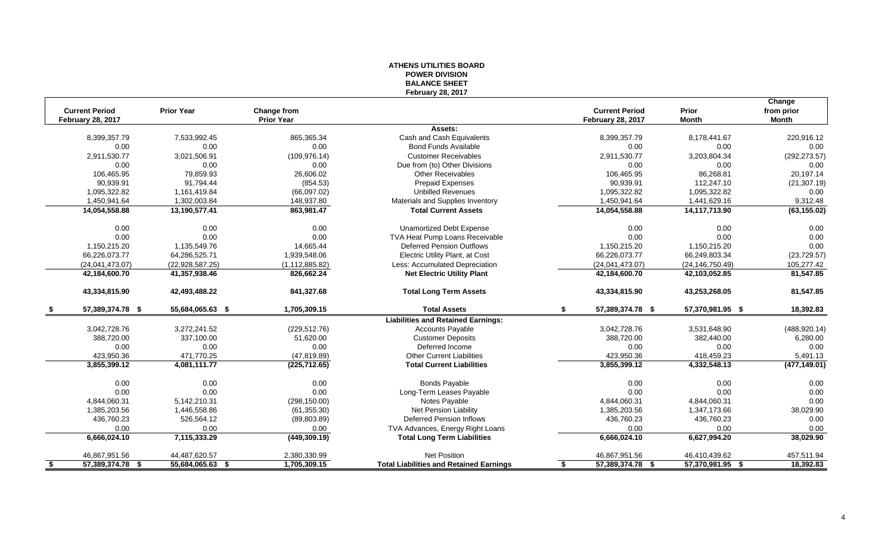# ATHENS UTILITIES BOARD
## POWER DIVISION
## BALANCE SHEET
### February 28, 2017

| Current Period February 28, 2017 | Prior Year | Change from Prior Year | | Current Period February 28, 2017 | Prior Month | Change from prior Month |
|---|---|---|---|---|---|---|
| | | | **Assets:** | | | |
| 8,399,357.79 | 7,533,992.45 | 865,365.34 | Cash and Cash Equivalents | 8,399,357.79 | 8,178,441.67 | 220,916.12 |
| 0.00 | 0.00 | 0.00 | Bond Funds Available | 0.00 | 0.00 | 0.00 |
| 2,911,530.77 | 3,021,506.91 | (109,976.14) | Customer Receivables | 2,911,530.77 | 3,203,804.34 | (292,273.57) |
| 0.00 | 0.00 | 0.00 | Due from (to) Other Divisions | 0.00 | 0.00 | 0.00 |
| 106,465.95 | 79,859.93 | 26,606.02 | Other Receivables | 106,465.95 | 86,268.81 | 20,197.14 |
| 90,939.91 | 91,794.44 | (854.53) | Prepaid Expenses | 90,939.91 | 112,247.10 | (21,307.19) |
| 1,095,322.82 | 1,161,419.84 | (66,097.02) | Unbilled Revenues | 1,095,322.82 | 1,095,322.82 | 0.00 |
| 1,450,941.64 | 1,302,003.84 | 148,937.80 | Materials and Supplies Inventory | 1,450,941.64 | 1,441,629.16 | 9,312.48 |
| **14,054,558.88** | **13,190,577.41** | **863,981.47** | **Total Current Assets** | **14,054,558.88** | **14,117,713.90** | **(63,155.02)** |
| 0.00 | 0.00 | 0.00 | Unamortized Debt Expense | 0.00 | 0.00 | 0.00 |
| 0.00 | 0.00 | 0.00 | TVA Heat Pump Loans Receivable | 0.00 | 0.00 | 0.00 |
| 1,150,215.20 | 1,135,549.76 | 14,665.44 | Deferred Pension Outflows | 1,150,215.20 | 1,150,215.20 | 0.00 |
| 66,226,073.77 | 64,286,525.71 | 1,939,548.06 | Electric Utility Plant, at Cost | 66,226,073.77 | 66,249,803.34 | (23,729.57) |
| (24,041,473.07) | (22,928,587.25) | (1,112,885.82) | Less: Accumulated Depreciation | (24,041,473.07) | (24,146,750.49) | 105,277.42 |
| **42,184,600.70** | **41,357,938.46** | **826,662.24** | **Net Electric Utility Plant** | **42,184,600.70** | **42,103,052.85** | **81,547.85** |
| **43,334,815.90** | **42,493,488.22** | **841,327.68** | **Total Long Term Assets** | **43,334,815.90** | **43,253,268.05** | **81,547.85** |
| **$ 57,389,374.78** | **$ 55,684,065.63** | **$ 1,705,309.15** | **Total Assets** | **$ 57,389,374.78** | **$ 57,370,981.95** | **$ 18,392.83** |
| | | | **Liabilities and Retained Earnings:** | | | |
| 3,042,728.76 | 3,272,241.52 | (229,512.76) | Accounts Payable | 3,042,728.76 | 3,531,648.90 | (488,920.14) |
| 388,720.00 | 337,100.00 | 51,620.00 | Customer Deposits | 388,720.00 | 382,440.00 | 6,280.00 |
| 0.00 | 0.00 | 0.00 | Deferred Income | 0.00 | 0.00 | 0.00 |
| 423,950.36 | 471,770.25 | (47,819.89) | Other Current Liabilities | 423,950.36 | 418,459.23 | 5,491.13 |
| **3,855,399.12** | **4,081,111.77** | **(225,712.65)** | **Total Current Liabilities** | **3,855,399.12** | **4,332,548.13** | **(477,149.01)** |
| 0.00 | 0.00 | 0.00 | Bonds Payable | 0.00 | 0.00 | 0.00 |
| 0.00 | 0.00 | 0.00 | Long-Term Leases Payable | 0.00 | 0.00 | 0.00 |
| 4,844,060.31 | 5,142,210.31 | (298,150.00) | Notes Payable | 4,844,060.31 | 4,844,060.31 | 0.00 |
| 1,385,203.56 | 1,446,558.86 | (61,355.30) | Net Pension Liability | 1,385,203.56 | 1,347,173.66 | 38,029.90 |
| 436,760.23 | 526,564.12 | (89,803.89) | Deferred Pension Inflows | 436,760.23 | 436,760.23 | 0.00 |
| 0.00 | 0.00 | 0.00 | TVA Advances, Energy Right Loans | 0.00 | 0.00 | 0.00 |
| **6,666,024.10** | **7,115,333.29** | **(449,309.19)** | **Total Long Term Liabilities** | **6,666,024.10** | **6,627,994.20** | **38,029.90** |
| 46,867,951.56 | 44,487,620.57 | 2,380,330.99 | Net Position | 46,867,951.56 | 46,410,439.62 | 457,511.94 |
| **$ 57,389,374.78** | **$ 55,684,065.63** | **$ 1,705,309.15** | **Total Liabilities and Retained Earnings** | **$ 57,389,374.78** | **$ 57,370,981.95** | **$ 18,392.83** |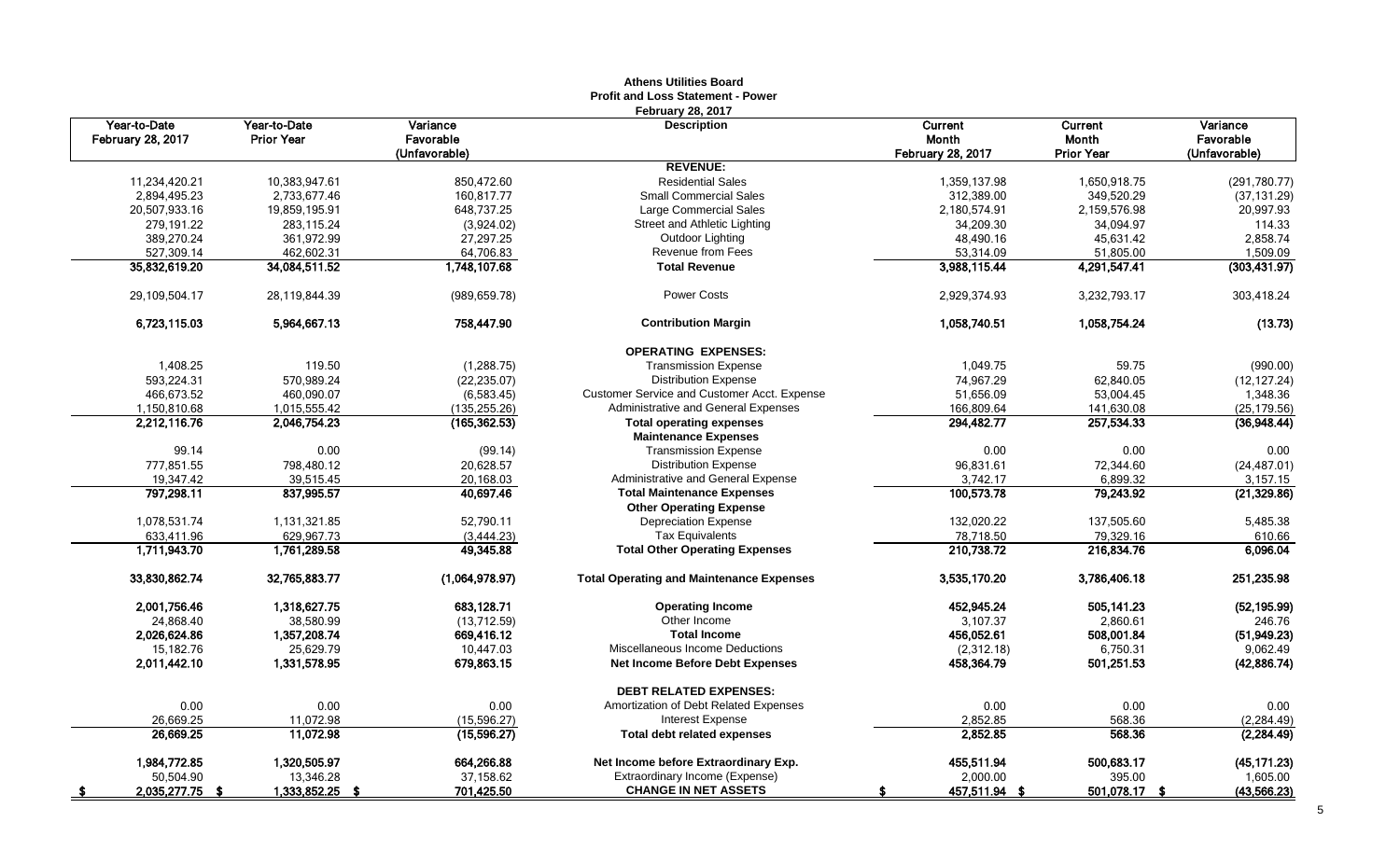**Athens Utilities Board**
**Profit and Loss Statement - Power**
**February 28, 2017**

| Year-to-Date February 28, 2017 | Year-to-Date Prior Year | Variance Favorable (Unfavorable) | Description | Current Month February 28, 2017 | Current Month Prior Year | Variance Favorable (Unfavorable) |
|---|---|---|---|---|---|---|
| | | | **REVENUE:** | | | |
| 11,234,420.21 | 10,383,947.61 | 850,472.60 | Residential Sales | 1,359,137.98 | 1,650,918.75 | (291,780.77) |
| 2,894,495.23 | 2,733,677.46 | 160,817.77 | Small Commercial Sales | 312,389.00 | 349,520.29 | (37,131.29) |
| 20,507,933.16 | 19,859,195.91 | 648,737.25 | Large Commercial Sales | 2,180,574.91 | 2,159,576.98 | 20,997.93 |
| 279,191.22 | 283,115.24 | (3,924.02) | Street and Athletic Lighting | 34,209.30 | 34,094.97 | 114.33 |
| 389,270.24 | 361,972.99 | 27,297.25 | Outdoor Lighting | 48,490.16 | 45,631.42 | 2,858.74 |
| 527,309.14 | 462,602.31 | 64,706.83 | Revenue from Fees | 53,314.09 | 51,805.00 | 1,509.09 |
| **35,832,619.20** | **34,084,511.52** | **1,748,107.68** | **Total Revenue** | **3,988,115.44** | **4,291,547.41** | **(303,431.97)** |
| 29,109,504.17 | 28,119,844.39 | (989,659.78) | Power Costs | 2,929,374.93 | 3,232,793.17 | 303,418.24 |
| **6,723,115.03** | **5,964,667.13** | **758,447.90** | **Contribution Margin** | **1,058,740.51** | **1,058,754.24** | **(13.73)** |
| | | | **OPERATING EXPENSES:** | | | |
| 1,408.25 | 119.50 | (1,288.75) | Transmission Expense | 1,049.75 | 59.75 | (990.00) |
| 593,224.31 | 570,989.24 | (22,235.07) | Distribution Expense | 74,967.29 | 62,840.05 | (12,127.24) |
| 466,673.52 | 460,090.07 | (6,583.45) | Customer Service and Customer Acct. Expense | 51,656.09 | 53,004.45 | 1,348.36 |
| 1,150,810.68 | 1,015,555.42 | (135,255.26) | Administrative and General Expenses | 166,809.64 | 141,630.08 | (25,179.56) |
| **2,212,116.76** | **2,046,754.23** | **(165,362.53)** | **Total operating expenses** | **294,482.77** | **257,534.33** | **(36,948.44)** |
| | | | **Maintenance Expenses** | | | |
| 99.14 | 0.00 | (99.14) | Transmission Expense | 0.00 | 0.00 | 0.00 |
| 777,851.55 | 798,480.12 | 20,628.57 | Distribution Expense | 96,831.61 | 72,344.60 | (24,487.01) |
| 19,347.42 | 39,515.45 | 20,168.03 | Administrative and General Expense | 3,742.17 | 6,899.32 | 3,157.15 |
| **797,298.11** | **837,995.57** | **40,697.46** | **Total Maintenance Expenses** | **100,573.78** | **79,243.92** | **(21,329.86)** |
| | | | **Other Operating Expense** | | | |
| 1,078,531.74 | 1,131,321.85 | 52,790.11 | Depreciation Expense | 132,020.22 | 137,505.60 | 5,485.38 |
| 633,411.96 | 629,967.73 | (3,444.23) | Tax Equivalents | 78,718.50 | 79,329.16 | 610.66 |
| **1,711,943.70** | **1,761,289.58** | **49,345.88** | **Total Other Operating Expenses** | **210,738.72** | **216,834.76** | **6,096.04** |
| **33,830,862.74** | **32,765,883.77** | **(1,064,978.97)** | **Total Operating and Maintenance Expenses** | **3,535,170.20** | **3,786,406.18** | **251,235.98** |
| **2,001,756.46** | **1,318,627.75** | **683,128.71** | **Operating Income** | **452,945.24** | **505,141.23** | **(52,195.99)** |
| 24,868.40 | 38,580.99 | (13,712.59) | Other Income | 3,107.37 | 2,860.61 | 246.76 |
| **2,026,624.86** | **1,357,208.74** | **669,416.12** | **Total Income** | **456,052.61** | **508,001.84** | **(51,949.23)** |
| 15,182.76 | 25,629.79 | 10,447.03 | Miscellaneous Income Deductions | (2,312.18) | 6,750.31 | 9,062.49 |
| **2,011,442.10** | **1,331,578.95** | **679,863.15** | **Net Income Before Debt Expenses** | **458,364.79** | **501,251.53** | **(42,886.74)** |
| | | | **DEBT RELATED EXPENSES:** | | | |
| 0.00 | 0.00 | 0.00 | Amortization of Debt Related Expenses | 0.00 | 0.00 | 0.00 |
| 26,669.25 | 11,072.98 | (15,596.27) | Interest Expense | 2,852.85 | 568.36 | (2,284.49) |
| **26,669.25** | **11,072.98** | **(15,596.27)** | **Total debt related expenses** | **2,852.85** | **568.36** | **(2,284.49)** |
| **1,984,772.85** | **1,320,505.97** | **664,266.88** | **Net Income before Extraordinary Exp.** | **455,511.94** | **500,683.17** | **(45,171.23)** |
| 50,504.90 | 13,346.28 | 37,158.62 | Extraordinary Income (Expense) | 2,000.00 | 395.00 | 1,605.00 |
| **$ 2,035,277.75** | **$ 1,333,852.25** | **$ 701,425.50** | **CHANGE IN NET ASSETS** | **$ 457,511.94** | **$ 501,078.17** | **$ (43,566.23)** |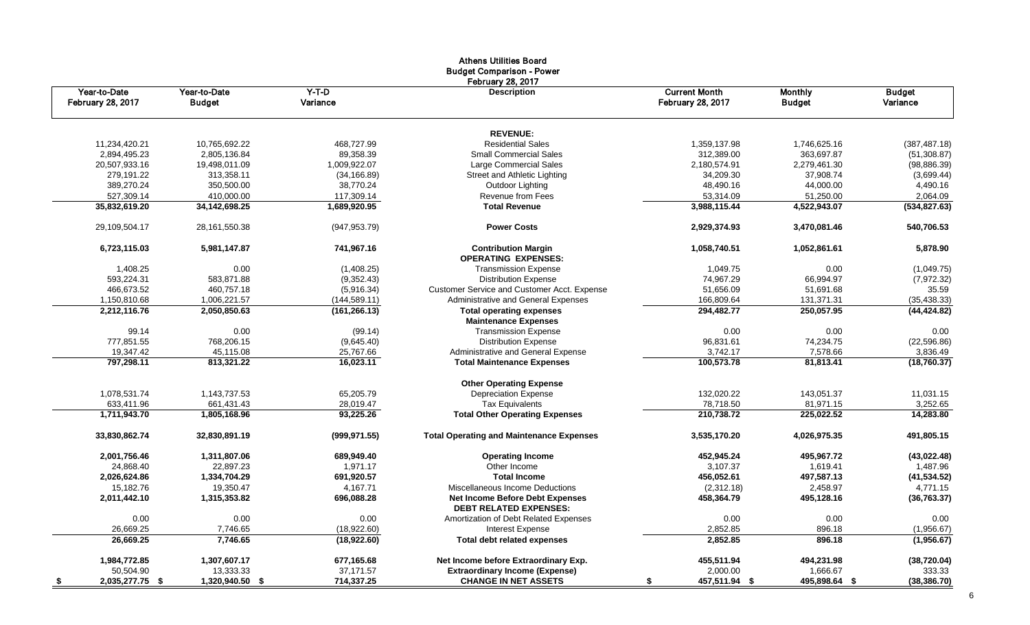# Athens Utilities Board
## Budget Comparison - Power
### February 28, 2017

| Year-to-Date February 28, 2017 | Year-to-Date Budget | Y-T-D Variance | Description | Current Month February 28, 2017 | Monthly Budget | Budget Variance |
|---|---|---|---|---|---|---|
| | | | **REVENUE:** | | | |
| 11,234,420.21 | 10,765,692.22 | 468,727.99 | Residential Sales | 1,359,137.98 | 1,746,625.16 | (387,487.18) |
| 2,894,495.23 | 2,805,136.84 | 89,358.39 | Small Commercial Sales | 312,389.00 | 363,697.87 | (51,308.87) |
| 20,507,933.16 | 19,498,011.09 | 1,009,922.07 | Large Commercial Sales | 2,180,574.91 | 2,279,461.30 | (98,886.39) |
| 279,191.22 | 313,358.11 | (34,166.89) | Street and Athletic Lighting | 34,209.30 | 37,908.74 | (3,699.44) |
| 389,270.24 | 350,500.00 | 38,770.24 | Outdoor Lighting | 48,490.16 | 44,000.00 | 4,490.16 |
| 527,309.14 | 410,000.00 | 117,309.14 | Revenue from Fees | 53,314.09 | 51,250.00 | 2,064.09 |
| **35,832,619.20** | **34,142,698.25** | **1,689,920.95** | **Total Revenue** | **3,988,115.44** | **4,522,943.07** | **(534,827.63)** |
| 29,109,504.17 | 28,161,550.38 | (947,953.79) | **Power Costs** | **2,929,374.93** | **3,470,081.46** | **540,706.53** |
| **6,723,115.03** | **5,981,147.87** | **741,967.16** | **Contribution Margin** | **1,058,740.51** | **1,052,861.61** | **5,878.90** |
| | | | **OPERATING EXPENSES:** | | | |
| 1,408.25 | 0.00 | (1,408.25) | Transmission Expense | 1,049.75 | 0.00 | (1,049.75) |
| 593,224.31 | 583,871.88 | (9,352.43) | Distribution Expense | 74,967.29 | 66,994.97 | (7,972.32) |
| 466,673.52 | 460,757.18 | (5,916.34) | Customer Service and Customer Acct. Expense | 51,656.09 | 51,691.68 | 35.59 |
| 1,150,810.68 | 1,006,221.57 | (144,589.11) | Administrative and General Expenses | 166,809.64 | 131,371.31 | (35,438.33) |
| **2,212,116.76** | **2,050,850.63** | **(161,266.13)** | **Total operating expenses** | **294,482.77** | **250,057.95** | **(44,424.82)** |
| | | | **Maintenance Expenses** | | | |
| 99.14 | 0.00 | (99.14) | Transmission Expense | 0.00 | 0.00 | 0.00 |
| 777,851.55 | 768,206.15 | (9,645.40) | Distribution Expense | 96,831.61 | 74,234.75 | (22,596.86) |
| 19,347.42 | 45,115.08 | 25,767.66 | Administrative and General Expense | 3,742.17 | 7,578.66 | 3,836.49 |
| **797,298.11** | **813,321.22** | **16,023.11** | **Total Maintenance Expenses** | **100,573.78** | **81,813.41** | **(18,760.37)** |
| | | | **Other Operating Expense** | | | |
| 1,078,531.74 | 1,143,737.53 | 65,205.79 | Depreciation Expense | 132,020.22 | 143,051.37 | 11,031.15 |
| 633,411.96 | 661,431.43 | 28,019.47 | Tax Equivalents | 78,718.50 | 81,971.15 | 3,252.65 |
| **1,711,943.70** | **1,805,168.96** | **93,225.26** | **Total Other Operating Expenses** | **210,738.72** | **225,022.52** | **14,283.80** |
| **33,830,862.74** | **32,830,891.19** | **(999,971.55)** | **Total Operating and Maintenance Expenses** | **3,535,170.20** | **4,026,975.35** | **491,805.15** |
| **2,001,756.46** | **1,311,807.06** | **689,949.40** | **Operating Income** | **452,945.24** | **495,967.72** | **(43,022.48)** |
| 24,868.40 | 22,897.23 | 1,971.17 | Other Income | 3,107.37 | 1,619.41 | 1,487.96 |
| **2,026,624.86** | **1,334,704.29** | **691,920.57** | **Total Income** | **456,052.61** | **497,587.13** | **(41,534.52)** |
| 15,182.76 | 19,350.47 | 4,167.71 | Miscellaneous Income Deductions | (2,312.18) | 2,458.97 | 4,771.15 |
| **2,011,442.10** | **1,315,353.82** | **696,088.28** | **Net Income Before Debt Expenses** | **458,364.79** | **495,128.16** | **(36,763.37)** |
| | | | **DEBT RELATED EXPENSES:** | | | |
| 0.00 | 0.00 | 0.00 | Amortization of Debt Related Expenses | 0.00 | 0.00 | 0.00 |
| 26,669.25 | 7,746.65 | (18,922.60) | Interest Expense | 2,852.85 | 896.18 | (1,956.67) |
| **26,669.25** | **7,746.65** | **(18,922.60)** | **Total debt related expenses** | **2,852.85** | **896.18** | **(1,956.67)** |
| **1,984,772.85** | **1,307,607.17** | **677,165.68** | **Net Income before Extraordinary Exp.** | **455,511.94** | **494,231.98** | **(38,720.04)** |
| 50,504.90 | 13,333.33 | 37,171.57 | **Extraordinary Income (Expense)** | 2,000.00 | 1,666.67 | 333.33 |
| **$ 2,035,277.75** | **$ 1,320,940.50** | **$ 714,337.25** | **CHANGE IN NET ASSETS** | **$ 457,511.94** | **$ 495,898.64** | **$ (38,386.70)** |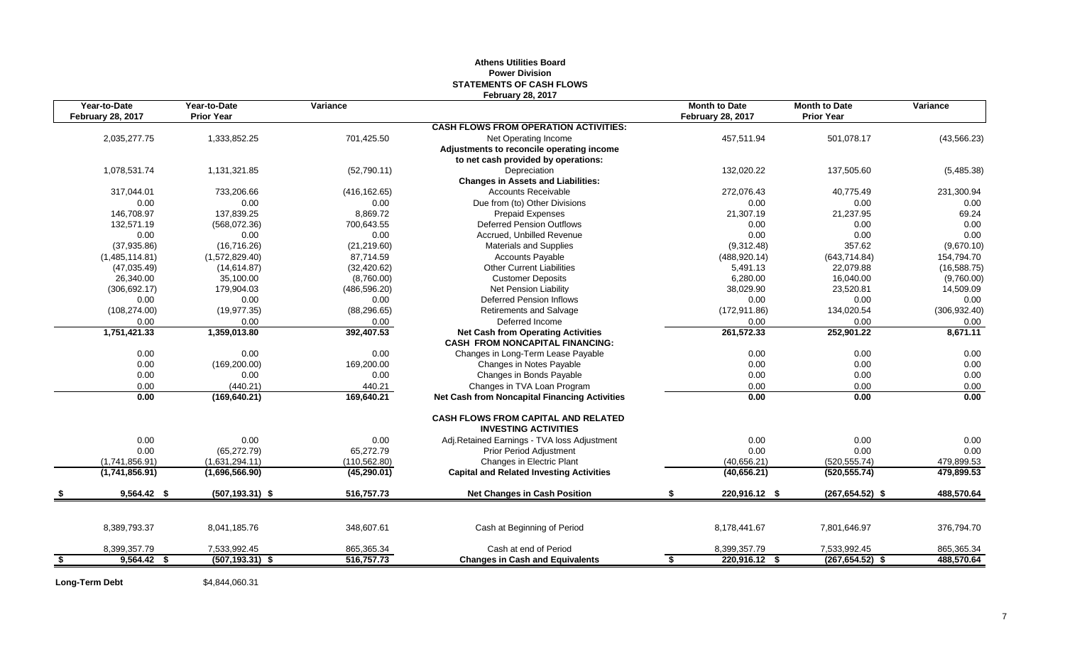# Athens Utilities Board
## Power Division
## STATEMENTS OF CASH FLOWS
### February 28, 2017

| Year-to-Date February 28, 2017 | Year-to-Date Prior Year | Variance | | Month to Date February 28, 2017 | Month to Date Prior Year | Variance |
|---|---|---|---|---|---|---|
| | | | **CASH FLOWS FROM OPERATION ACTIVITIES:** | | | |
| 2,035,277.75 | 1,333,852.25 | 701,425.50 | Net Operating Income | 457,511.94 | 501,078.17 | (43,566.23) |
| | | | **Adjustments to reconcile operating income** | | | |
| | | | **to net cash provided by operations:** | | | |
| 1,078,531.74 | 1,131,321.85 | (52,790.11) | Depreciation | 132,020.22 | 137,505.60 | (5,485.38) |
| | | | **Changes in Assets and Liabilities:** | | | |
| 317,044.01 | 733,206.66 | (416,162.65) | Accounts Receivable | 272,076.43 | 40,775.49 | 231,300.94 |
| 0.00 | 0.00 | 0.00 | Due from (to) Other Divisions | 0.00 | 0.00 | 0.00 |
| 146,708.97 | 137,839.25 | 8,869.72 | Prepaid Expenses | 21,307.19 | 21,237.95 | 69.24 |
| 132,571.19 | (568,072.36) | 700,643.55 | Deferred Pension Outflows | 0.00 | 0.00 | 0.00 |
| 0.00 | 0.00 | 0.00 | Accrued, Unbilled Revenue | 0.00 | 0.00 | 0.00 |
| (37,935.86) | (16,716.26) | (21,219.60) | Materials and Supplies | (9,312.48) | 357.62 | (9,670.10) |
| (1,485,114.81) | (1,572,829.40) | 87,714.59 | Accounts Payable | (488,920.14) | (643,714.84) | 154,794.70 |
| (47,035.49) | (14,614.87) | (32,420.62) | Other Current Liabilities | 5,491.13 | 22,079.88 | (16,588.75) |
| 26,340.00 | 35,100.00 | (8,760.00) | Customer Deposits | 6,280.00 | 16,040.00 | (9,760.00) |
| (306,692.17) | 179,904.03 | (486,596.20) | Net Pension Liability | 38,029.90 | 23,520.81 | 14,509.09 |
| 0.00 | 0.00 | 0.00 | Deferred Pension Inflows | 0.00 | 0.00 | 0.00 |
| (108,274.00) | (19,977.35) | (88,296.65) | Retirements and Salvage | (172,911.86) | 134,020.54 | (306,932.40) |
| 0.00 | 0.00 | 0.00 | Deferred Income | 0.00 | 0.00 | 0.00 |
| **1,751,421.33** | **1,359,013.80** | **392,407.53** | **Net Cash from Operating Activities** | **261,572.33** | **252,901.22** | **8,671.11** |
| | | | **CASH FROM NONCAPITAL FINANCING:** | | | |
| 0.00 | 0.00 | 0.00 | Changes in Long-Term Lease Payable | 0.00 | 0.00 | 0.00 |
| 0.00 | (169,200.00) | 169,200.00 | Changes in Notes Payable | 0.00 | 0.00 | 0.00 |
| 0.00 | 0.00 | 0.00 | Changes in Bonds Payable | 0.00 | 0.00 | 0.00 |
| 0.00 | (440.21) | 440.21 | Changes in TVA Loan Program | 0.00 | 0.00 | 0.00 |
| **0.00** | **(169,640.21)** | **169,640.21** | **Net Cash from Noncapital Financing Activities** | **0.00** | **0.00** | **0.00** |
| | | | **CASH FLOWS FROM CAPITAL AND RELATED INVESTING ACTIVITIES** | | | |
| 0.00 | 0.00 | 0.00 | Adj.Retained Earnings - TVA loss Adjustment | 0.00 | 0.00 | 0.00 |
| 0.00 | (65,272.79) | 65,272.79 | Prior Period Adjustment | 0.00 | 0.00 | 0.00 |
| (1,741,856.91) | (1,631,294.11) | (110,562.80) | Changes in Electric Plant | (40,656.21) | (520,555.74) | 479,899.53 |
| **(1,741,856.91)** | **(1,696,566.90)** | **(45,290.01)** | **Capital and Related Investing Activities** | **(40,656.21)** | **(520,555.74)** | **479,899.53** |
| **$ 9,564.42** | **$ (507,193.31)** | **$ 516,757.73** | **Net Changes in Cash Position** | **$ 220,916.12** | **$ (267,654.52)** | **$ 488,570.64** |
| 8,389,793.37 | 8,041,185.76 | 348,607.61 | Cash at Beginning of Period | 8,178,441.67 | 7,801,646.97 | 376,794.70 |
| 8,399,357.79 | 7,533,992.45 | 865,365.34 | Cash at end of Period | 8,399,357.79 | 7,533,992.45 | 865,365.34 |
| **$ 9,564.42** | **$ (507,193.31)** | **$ 516,757.73** | **Changes in Cash and Equivalents** | **$ 220,916.12** | **$ (267,654.52)** | **$ 488,570.64** |

**Long-Term Debt** $4,844,060.31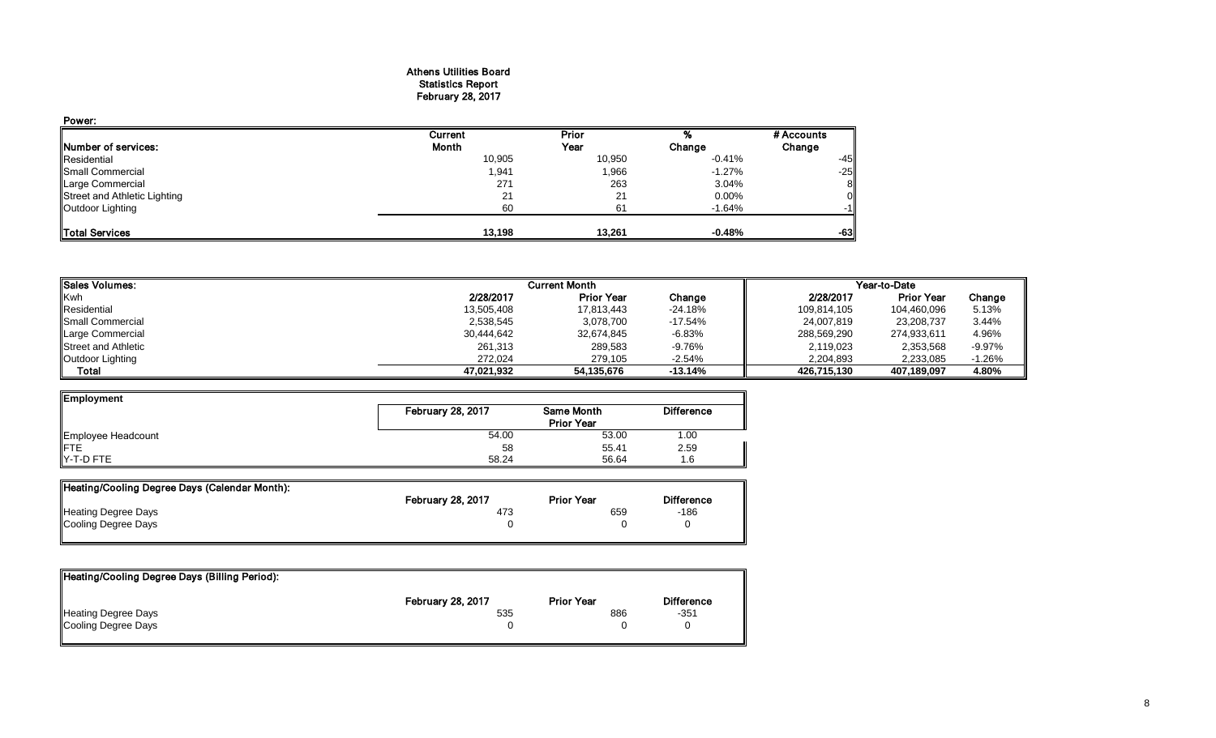# Athens Utilities Board
## Statistics Report
## February 28, 2017

**Power:**

| Number of services: | Current Month | Prior Year | % Change | # Accounts Change |
|---|---|---|---|---|
| Residential | 10,905 | 10,950 | -0.41% | -45 |
| Small Commercial | 1,941 | 1,966 | -1.27% | -25 |
| Large Commercial | 271 | 263 | 3.04% | 8 |
| Street and Athletic Lighting | 21 | 21 | 0.00% | 0 |
| Outdoor Lighting | 60 | 61 | -1.64% | -1 |
| **Total Services** | **13,198** | **13,261** | **-0.48%** | **-63** |

| Sales Volumes: | Current Month | | | Year-to-Date | | |
|---|---|---|---|---|---|---|
| Kwh | 2/28/2017 | Prior Year | Change | 2/28/2017 | Prior Year | Change |
| Residential | 13,505,408 | 17,813,443 | -24.18% | 109,814,105 | 104,460,096 | 5.13% |
| Small Commercial | 2,538,545 | 3,078,700 | -17.54% | 24,007,819 | 23,208,737 | 3.44% |
| Large Commercial | 30,444,642 | 32,674,845 | -6.83% | 288,569,290 | 274,933,611 | 4.96% |
| Street and Athletic | 261,313 | 289,583 | -9.76% | 2,119,023 | 2,353,568 | -9.97% |
| Outdoor Lighting | 272,024 | 279,105 | -2.54% | 2,204,893 | 2,233,085 | -1.26% |
| **Total** | **47,021,932** | **54,135,676** | **-13.14%** | **426,715,130** | **407,189,097** | **4.80%** |

| Employment | February 28, 2017 | Same Month Prior Year | Difference |
|---|---|---|---|
| Employee Headcount | 54.00 | 53.00 | 1.00 |
| FTE | 58 | 55.41 | 2.59 |
| Y-T-D FTE | 58.24 | 56.64 | 1.6 |

| Heating/Cooling Degree Days (Calendar Month): | February 28, 2017 | Prior Year | Difference |
|---|---|---|---|
| Heating Degree Days | 473 | 659 | -186 |
| Cooling Degree Days | 0 | 0 | 0 |

| Heating/Cooling Degree Days (Billing Period): | February 28, 2017 | Prior Year | Difference |
|---|---|---|---|
| Heating Degree Days | 535 | 886 | -351 |
| Cooling Degree Days | 0 | 0 | 0 |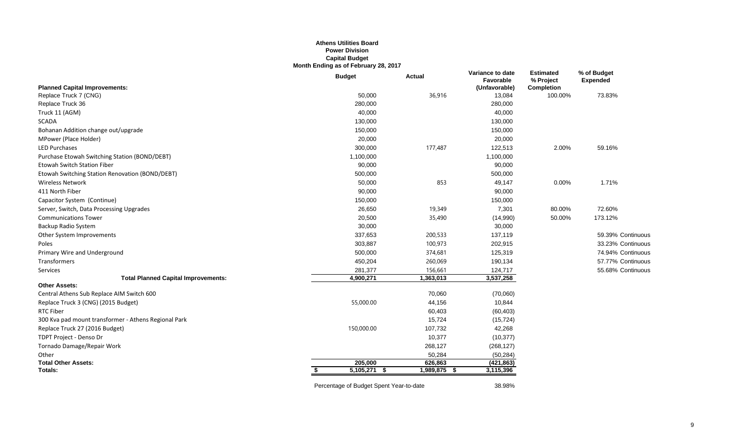**Athens Utilities Board**
**Power Division**
**Capital Budget**
**Month Ending as of February 28, 2017**

| Planned Capital Improvements: | Budget | Actual | Variance to date Favorable (Unfavorable) | Estimated % Project Completion | % of Budget Expended |
|---|---|---|---|---|---|
| Replace Truck 7 (CNG) | 50,000 | 36,916 | 13,084 | 100.00% | 73.83% |
| Replace Truck 36 | 280,000 | | 280,000 | | |
| Truck 11 (AGM) | 40,000 | | 40,000 | | |
| SCADA | 130,000 | | 130,000 | | |
| Bohanan Addition change out/upgrade | 150,000 | | 150,000 | | |
| MPower (Place Holder) | 20,000 | | 20,000 | | |
| LED Purchases | 300,000 | 177,487 | 122,513 | 2.00% | 59.16% |
| Purchase Etowah Switching Station (BOND/DEBT) | 1,100,000 | | 1,100,000 | | |
| Etowah Switch Station Fiber | 90,000 | | 90,000 | | |
| Etowah Switching Station Renovation (BOND/DEBT) | 500,000 | | 500,000 | | |
| Wireless Network | 50,000 | 853 | 49,147 | 0.00% | 1.71% |
| 411 North Fiber | 90,000 | | 90,000 | | |
| Capacitor System (Continue) | 150,000 | | 150,000 | | |
| Server, Switch, Data Processing Upgrades | 26,650 | 19,349 | 7,301 | 80.00% | 72.60% |
| Communications Tower | 20,500 | 35,490 | (14,990) | 50.00% | 173.12% |
| Backup Radio System | 30,000 | | 30,000 | | |
| Other System Improvements | 337,653 | 200,533 | 137,119 | | 59.39% Continuous |
| Poles | 303,887 | 100,973 | 202,915 | | 33.23% Continuous |
| Primary Wire and Underground | 500,000 | 374,681 | 125,319 | | 74.94% Continuous |
| Transformers | 450,204 | 260,069 | 190,134 | | 57.77% Continuous |
| Services | 281,377 | 156,661 | 124,717 | | 55.68% Continuous |
| **Total Planned Capital Improvements:** | **4,900,271** | **1,363,013** | **3,537,258** | | |
| **Other Assets:** | | | | | |
| Central Athens Sub Replace AIM Switch 600 | | 70,060 | (70,060) | | |
| Replace Truck 3 (CNG) (2015 Budget) | 55,000.00 | 44,156 | 10,844 | | |
| RTC Fiber | | 60,403 | (60,403) | | |
| 300 Kva pad mount transformer - Athens Regional Park | | 15,724 | (15,724) | | |
| Replace Truck 27 (2016 Budget) | 150,000.00 | 107,732 | 42,268 | | |
| TDPT Project - Denso Dr | | 10,377 | (10,377) | | |
| Tornado Damage/Repair Work | | 268,127 | (268,127) | | |
| Other | | 50,284 | (50,284) | | |
| **Total Other Assets:** | **205,000** | **626,863** | **(421,863)** | | |
| **Totals:** | **$ 5,105,271** | **$ 1,989,875** | **$ 3,115,396** | | |

Percentage of Budget Spent Year-to-date 38.98%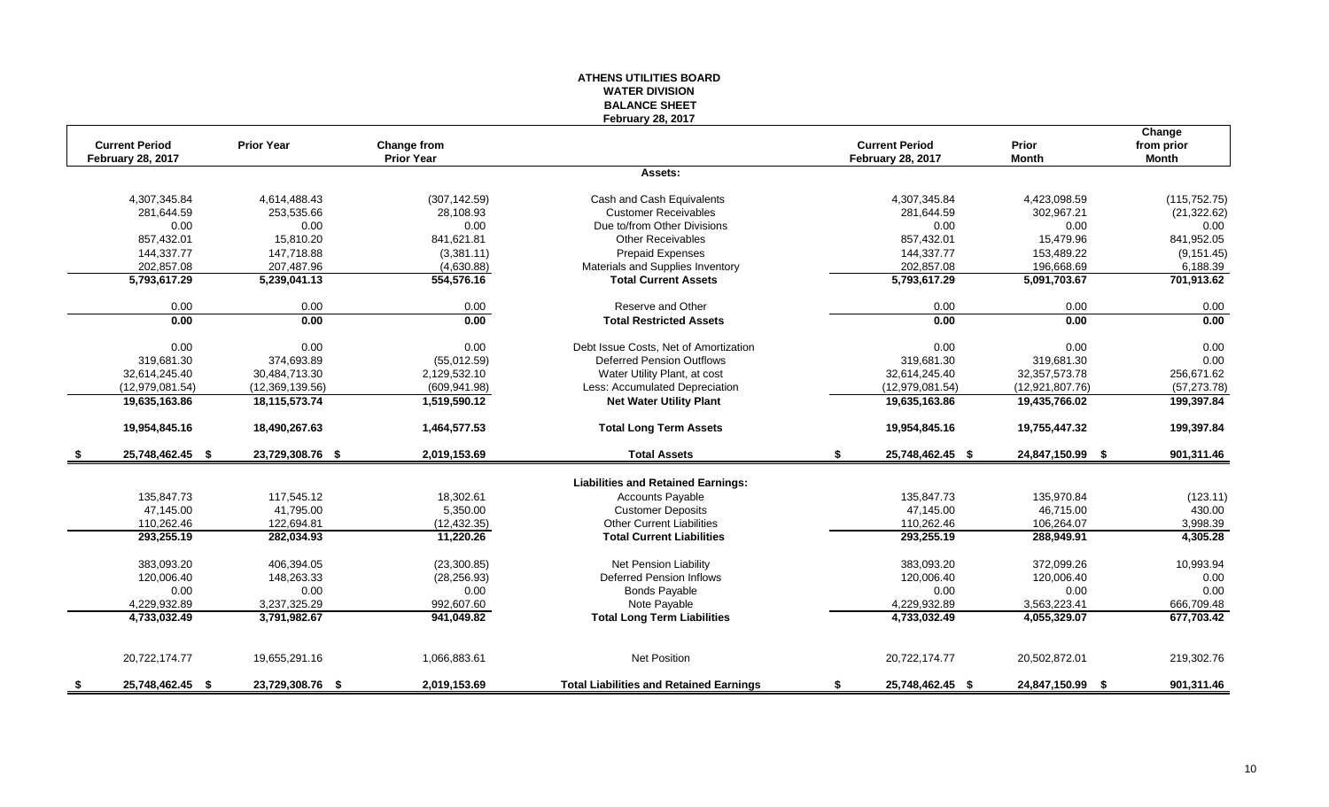# ATHENS UTILITIES BOARD
## WATER DIVISION
## BALANCE SHEET
### February 28, 2017

| Current Period February 28, 2017 | Prior Year | Change from Prior Year | | Current Period February 28, 2017 | Prior Month | Change from prior Month |
|---|---|---|---|---|---|---|
| | | | **Assets:** | | | |
| 4,307,345.84 | 4,614,488.43 | (307,142.59) | Cash and Cash Equivalents | 4,307,345.84 | 4,423,098.59 | (115,752.75) |
| 281,644.59 | 253,535.66 | 28,108.93 | Customer Receivables | 281,644.59 | 302,967.21 | (21,322.62) |
| 0.00 | 0.00 | 0.00 | Due to/from Other Divisions | 0.00 | 0.00 | 0.00 |
| 857,432.01 | 15,810.20 | 841,621.81 | Other Receivables | 857,432.01 | 15,479.96 | 841,952.05 |
| 144,337.77 | 147,718.88 | (3,381.11) | Prepaid Expenses | 144,337.77 | 153,489.22 | (9,151.45) |
| 202,857.08 | 207,487.96 | (4,630.88) | Materials and Supplies Inventory | 202,857.08 | 196,668.69 | 6,188.39 |
| **5,793,617.29** | **5,239,041.13** | **554,576.16** | **Total Current Assets** | **5,793,617.29** | **5,091,703.67** | **701,913.62** |
| 0.00 | 0.00 | 0.00 | Reserve and Other | 0.00 | 0.00 | 0.00 |
| **0.00** | **0.00** | **0.00** | **Total Restricted Assets** | **0.00** | **0.00** | **0.00** |
| 0.00 | 0.00 | 0.00 | Debt Issue Costs, Net of Amortization | 0.00 | 0.00 | 0.00 |
| 319,681.30 | 374,693.89 | (55,012.59) | Deferred Pension Outflows | 319,681.30 | 319,681.30 | 0.00 |
| 32,614,245.40 | 30,484,713.30 | 2,129,532.10 | Water Utility Plant, at cost | 32,614,245.40 | 32,357,573.78 | 256,671.62 |
| (12,979,081.54) | (12,369,139.56) | (609,941.98) | Less: Accumulated Depreciation | (12,979,081.54) | (12,921,807.76) | (57,273.78) |
| **19,635,163.86** | **18,115,573.74** | **1,519,590.12** | **Net Water Utility Plant** | **19,635,163.86** | **19,435,766.02** | **199,397.84** |
| **19,954,845.16** | **18,490,267.63** | **1,464,577.53** | **Total Long Term Assets** | **19,954,845.16** | **19,755,447.32** | **199,397.84** |
| **$ 25,748,462.45** | **$ 23,729,308.76** | **$ 2,019,153.69** | **Total Assets** | **$ 25,748,462.45** | **$ 24,847,150.99** | **$ 901,311.46** |
| | | | **Liabilities and Retained Earnings:** | | | |
| 135,847.73 | 117,545.12 | 18,302.61 | Accounts Payable | 135,847.73 | 135,970.84 | (123.11) |
| 47,145.00 | 41,795.00 | 5,350.00 | Customer Deposits | 47,145.00 | 46,715.00 | 430.00 |
| 110,262.46 | 122,694.81 | (12,432.35) | Other Current Liabilities | 110,262.46 | 106,264.07 | 3,998.39 |
| **293,255.19** | **282,034.93** | **11,220.26** | **Total Current Liabilities** | **293,255.19** | **288,949.91** | **4,305.28** |
| 383,093.20 | 406,394.05 | (23,300.85) | Net Pension Liability | 383,093.20 | 372,099.26 | 10,993.94 |
| 120,006.40 | 148,263.33 | (28,256.93) | Deferred Pension Inflows | 120,006.40 | 120,006.40 | 0.00 |
| 0.00 | 0.00 | 0.00 | Bonds Payable | 0.00 | 0.00 | 0.00 |
| 4,229,932.89 | 3,237,325.29 | 992,607.60 | Note Payable | 4,229,932.89 | 3,563,223.41 | 666,709.48 |
| **4,733,032.49** | **3,791,982.67** | **941,049.82** | **Total Long Term Liabilities** | **4,733,032.49** | **4,055,329.07** | **677,703.42** |
| 20,722,174.77 | 19,655,291.16 | 1,066,883.61 | Net Position | 20,722,174.77 | 20,502,872.01 | 219,302.76 |
| **$ 25,748,462.45** | **$ 23,729,308.76** | **$ 2,019,153.69** | **Total Liabilities and Retained Earnings** | **$ 25,748,462.45** | **$ 24,847,150.99** | **$ 901,311.46** |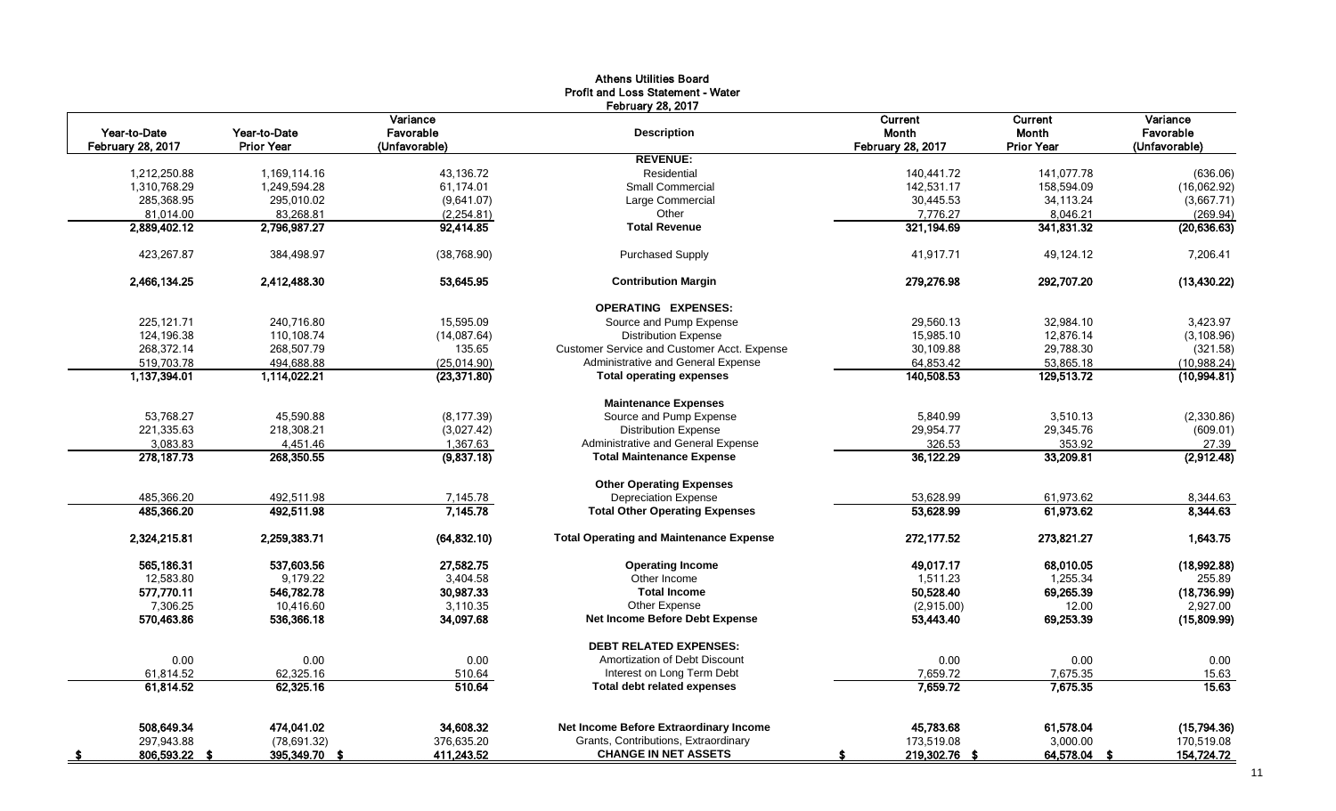# Athens Utilities Board
## Profit and Loss Statement - Water
### February 28, 2017

| Year-to-Date February 28, 2017 | Year-to-Date Prior Year | Variance Favorable (Unfavorable) | Description | Current Month February 28, 2017 | Current Month Prior Year | Variance Favorable (Unfavorable) |
|---|---|---|---|---|---|---|
| | | | **REVENUE:** | | | |
| 1,212,250.88 | 1,169,114.16 | 43,136.72 | Residential | 140,441.72 | 141,077.78 | (636.06) |
| 1,310,768.29 | 1,249,594.28 | 61,174.01 | Small Commercial | 142,531.17 | 158,594.09 | (16,062.92) |
| 285,368.95 | 295,010.02 | (9,641.07) | Large Commercial | 30,445.53 | 34,113.24 | (3,667.71) |
| 81,014.00 | 83,268.81 | (2,254.81) | Other | 7,776.27 | 8,046.21 | (269.94) |
| **2,889,402.12** | **2,796,987.27** | **92,414.85** | **Total Revenue** | **321,194.69** | **341,831.32** | **(20,636.63)** |
| 423,267.87 | 384,498.97 | (38,768.90) | Purchased Supply | 41,917.71 | 49,124.12 | 7,206.41 |
| **2,466,134.25** | **2,412,488.30** | **53,645.95** | **Contribution Margin** | **279,276.98** | **292,707.20** | **(13,430.22)** |
| | | | **OPERATING EXPENSES:** | | | |
| 225,121.71 | 240,716.80 | 15,595.09 | Source and Pump Expense | 29,560.13 | 32,984.10 | 3,423.97 |
| 124,196.38 | 110,108.74 | (14,087.64) | Distribution Expense | 15,985.10 | 12,876.14 | (3,108.96) |
| 268,372.14 | 268,507.79 | 135.65 | Customer Service and Customer Acct. Expense | 30,109.88 | 29,788.30 | (321.58) |
| 519,703.78 | 494,688.88 | (25,014.90) | Administrative and General Expense | 64,853.42 | 53,865.18 | (10,988.24) |
| **1,137,394.01** | **1,114,022.21** | **(23,371.80)** | **Total operating expenses** | **140,508.53** | **129,513.72** | **(10,994.81)** |
| | | | **Maintenance Expenses** | | | |
| 53,768.27 | 45,590.88 | (8,177.39) | Source and Pump Expense | 5,840.99 | 3,510.13 | (2,330.86) |
| 221,335.63 | 218,308.21 | (3,027.42) | Distribution Expense | 29,954.77 | 29,345.76 | (609.01) |
| 3,083.83 | 4,451.46 | 1,367.63 | Administrative and General Expense | 326.53 | 353.92 | 27.39 |
| **278,187.73** | **268,350.55** | **(9,837.18)** | **Total Maintenance Expense** | **36,122.29** | **33,209.81** | **(2,912.48)** |
| | | | **Other Operating Expenses** | | | |
| 485,366.20 | 492,511.98 | 7,145.78 | Depreciation Expense | 53,628.99 | 61,973.62 | 8,344.63 |
| **485,366.20** | **492,511.98** | **7,145.78** | **Total Other Operating Expenses** | **53,628.99** | **61,973.62** | **8,344.63** |
| **2,324,215.81** | **2,259,383.71** | **(64,832.10)** | **Total Operating and Maintenance Expense** | **272,177.52** | **273,821.27** | **1,643.75** |
| **565,186.31** | **537,603.56** | **27,582.75** | **Operating Income** | **49,017.17** | **68,010.05** | **(18,992.88)** |
| 12,583.80 | 9,179.22 | 3,404.58 | Other Income | 1,511.23 | 1,255.34 | 255.89 |
| **577,770.11** | **546,782.78** | **30,987.33** | **Total Income** | **50,528.40** | **69,265.39** | **(18,736.99)** |
| 7,306.25 | 10,416.60 | 3,110.35 | Other Expense | (2,915.00) | 12.00 | 2,927.00 |
| **570,463.86** | **536,366.18** | **34,097.68** | **Net Income Before Debt Expense** | **53,443.40** | **69,253.39** | **(15,809.99)** |
| | | | **DEBT RELATED EXPENSES:** | | | |
| 0.00 | 0.00 | 0.00 | Amortization of Debt Discount | 0.00 | 0.00 | 0.00 |
| 61,814.52 | 62,325.16 | 510.64 | Interest on Long Term Debt | 7,659.72 | 7,675.35 | 15.63 |
| **61,814.52** | **62,325.16** | **510.64** | **Total debt related expenses** | **7,659.72** | **7,675.35** | **15.63** |
| **508,649.34** | **474,041.02** | **34,608.32** | **Net Income Before Extraordinary Income** | **45,783.68** | **61,578.04** | **(15,794.36)** |
| 297,943.88 | (78,691.32) | 376,635.20 | Grants, Contributions, Extraordinary | 173,519.08 | 3,000.00 | 170,519.08 |
| **$ 806,593.22** | **$ 395,349.70** | **$ 411,243.52** | **CHANGE IN NET ASSETS** | **$ 219,302.76** | **$ 64,578.04** | **$ 154,724.72** |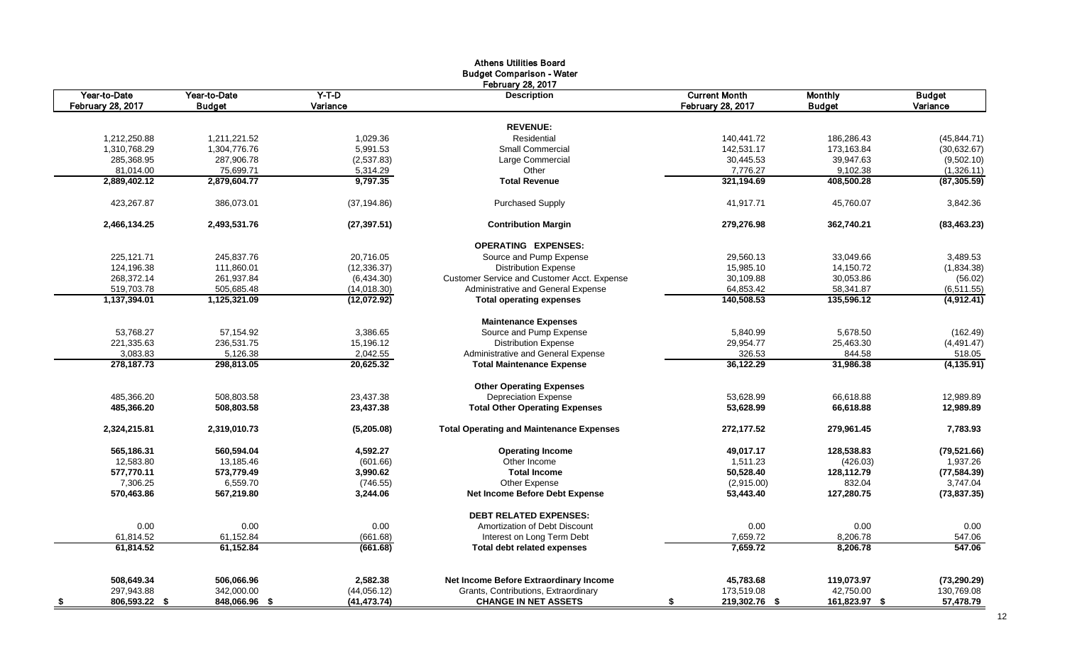# Athens Utilities Board
## Budget Comparison - Water
### February 28, 2017

| Year-to-Date February 28, 2017 | Year-to-Date Budget | Y-T-D Variance | Description | Current Month February 28, 2017 | Monthly Budget | Budget Variance |
|---|---|---|---|---|---|---|
| | | | **REVENUE:** | | | |
| 1,212,250.88 | 1,211,221.52 | 1,029.36 | Residential | 140,441.72 | 186,286.43 | (45,844.71) |
| 1,310,768.29 | 1,304,776.76 | 5,991.53 | Small Commercial | 142,531.17 | 173,163.84 | (30,632.67) |
| 285,368.95 | 287,906.78 | (2,537.83) | Large Commercial | 30,445.53 | 39,947.63 | (9,502.10) |
| 81,014.00 | 75,699.71 | 5,314.29 | Other | 7,776.27 | 9,102.38 | (1,326.11) |
| **2,889,402.12** | **2,879,604.77** | **9,797.35** | **Total Revenue** | **321,194.69** | **408,500.28** | **(87,305.59)** |
| 423,267.87 | 386,073.01 | (37,194.86) | Purchased Supply | 41,917.71 | 45,760.07 | 3,842.36 |
| **2,466,134.25** | **2,493,531.76** | **(27,397.51)** | **Contribution Margin** | **279,276.98** | **362,740.21** | **(83,463.23)** |
| | | | **OPERATING EXPENSES:** | | | |
| 225,121.71 | 245,837.76 | 20,716.05 | Source and Pump Expense | 29,560.13 | 33,049.66 | 3,489.53 |
| 124,196.38 | 111,860.01 | (12,336.37) | Distribution Expense | 15,985.10 | 14,150.72 | (1,834.38) |
| 268,372.14 | 261,937.84 | (6,434.30) | Customer Service and Customer Acct. Expense | 30,109.88 | 30,053.86 | (56.02) |
| 519,703.78 | 505,685.48 | (14,018.30) | Administrative and General Expense | 64,853.42 | 58,341.87 | (6,511.55) |
| **1,137,394.01** | **1,125,321.09** | **(12,072.92)** | **Total operating expenses** | **140,508.53** | **135,596.12** | **(4,912.41)** |
| | | | **Maintenance Expenses** | | | |
| 53,768.27 | 57,154.92 | 3,386.65 | Source and Pump Expense | 5,840.99 | 5,678.50 | (162.49) |
| 221,335.63 | 236,531.75 | 15,196.12 | Distribution Expense | 29,954.77 | 25,463.30 | (4,491.47) |
| 3,083.83 | 5,126.38 | 2,042.55 | Administrative and General Expense | 326.53 | 844.58 | 518.05 |
| **278,187.73** | **298,813.05** | **20,625.32** | **Total Maintenance Expense** | **36,122.29** | **31,986.38** | **(4,135.91)** |
| | | | **Other Operating Expenses** | | | |
| 485,366.20 | 508,803.58 | 23,437.38 | Depreciation Expense | 53,628.99 | 66,618.88 | 12,989.89 |
| **485,366.20** | **508,803.58** | **23,437.38** | **Total Other Operating Expenses** | **53,628.99** | **66,618.88** | **12,989.89** |
| **2,324,215.81** | **2,319,010.73** | **(5,205.08)** | **Total Operating and Maintenance Expenses** | **272,177.52** | **279,961.45** | **7,783.93** |
| **565,186.31** | **560,594.04** | **4,592.27** | **Operating Income** | **49,017.17** | **128,538.83** | **(79,521.66)** |
| 12,583.80 | 13,185.46 | (601.66) | Other Income | 1,511.23 | (426.03) | 1,937.26 |
| **577,770.11** | **573,779.49** | **3,990.62** | **Total Income** | **50,528.40** | **128,112.79** | **(77,584.39)** |
| 7,306.25 | 6,559.70 | (746.55) | Other Expense | (2,915.00) | 832.04 | 3,747.04 |
| **570,463.86** | **567,219.80** | **3,244.06** | **Net Income Before Debt Expense** | **53,443.40** | **127,280.75** | **(73,837.35)** |
| | | | **DEBT RELATED EXPENSES:** | | | |
| 0.00 | 0.00 | 0.00 | Amortization of Debt Discount | 0.00 | 0.00 | 0.00 |
| 61,814.52 | 61,152.84 | (661.68) | Interest on Long Term Debt | 7,659.72 | 8,206.78 | 547.06 |
| **61,814.52** | **61,152.84** | **(661.68)** | **Total debt related expenses** | **7,659.72** | **8,206.78** | **547.06** |
| **508,649.34** | **506,066.96** | **2,582.38** | **Net Income Before Extraordinary Income** | **45,783.68** | **119,073.97** | **(73,290.29)** |
| 297,943.88 | 342,000.00 | (44,056.12) | Grants, Contributions, Extraordinary | 173,519.08 | 42,750.00 | 130,769.08 |
| **$ 806,593.22** | **$ 848,066.96** | **$ (41,473.74)** | **CHANGE IN NET ASSETS** | **$ 219,302.76** | **$ 161,823.97** | **$ 57,478.79** |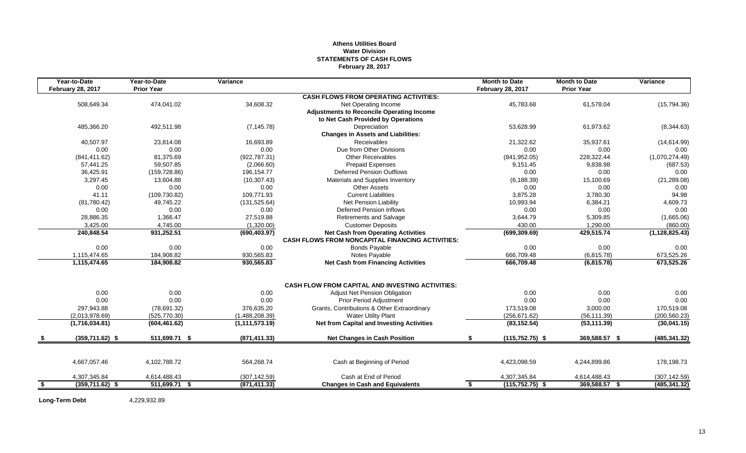**Athens Utilities Board**
**Water Division**
**STATEMENTS OF CASH FLOWS**
**February 28, 2017**

| Year-to-Date February 28, 2017 | Year-to-Date Prior Year | Variance | | Month to Date February 28, 2017 | Month to Date Prior Year | Variance |
|---|---|---|---|---|---|---|
| | | | **CASH FLOWS FROM OPERATING ACTIVITIES:** | | | |
| 508,649.34 | 474,041.02 | 34,608.32 | Net Operating Income | 45,783.68 | 61,578.04 | (15,794.36) |
| | | | **Adjustments to Reconcile Operating Income** | | | |
| | | | **to Net Cash Provided by Operations** | | | |
| 485,366.20 | 492,511.98 | (7,145.78) | Depreciation | 53,628.99 | 61,973.62 | (8,344.63) |
| | | | **Changes in Assets and Liabilities:** | | | |
| 40,507.97 | 23,814.08 | 16,693.89 | Receivables | 21,322.62 | 35,937.61 | (14,614.99) |
| 0.00 | 0.00 | 0.00 | Due from Other Divisions | 0.00 | 0.00 | 0.00 |
| (841,411.62) | 81,375.69 | (922,787.31) | Other Receivables | (841,952.05) | 228,322.44 | (1,070,274.49) |
| 57,441.25 | 59,507.85 | (2,066.60) | Prepaid Expenses | 9,151.45 | 9,838.98 | (687.53) |
| 36,425.91 | (159,728.86) | 196,154.77 | Deferred Pension Outflows | 0.00 | 0.00 | 0.00 |
| 3,297.45 | 13,604.88 | (10,307.43) | Materials and Supplies Inventory | (6,188.39) | 15,100.69 | (21,289.08) |
| 0.00 | 0.00 | 0.00 | Other Assets | 0.00 | 0.00 | 0.00 |
| 41.11 | (109,730.82) | 109,771.93 | Current Liabilities | 3,875.28 | 3,780.30 | 94.98 |
| (81,780.42) | 49,745.22 | (131,525.64) | Net Pension Liability | 10,993.94 | 6,384.21 | 4,609.73 |
| 0.00 | 0.00 | 0.00 | Deferred Pension Inflows | 0.00 | 0.00 | 0.00 |
| 28,886.35 | 1,366.47 | 27,519.88 | Retirements and Salvage | 3,644.79 | 5,309.85 | (1,665.06) |
| 3,425.00 | 4,745.00 | (1,320.00) | Customer Deposits | 430.00 | 1,290.00 | (860.00) |
| **240,848.54** | **931,252.51** | **(690,403.97)** | **Net Cash from Operating Activities** | **(699,309.69)** | **429,515.74** | **(1,128,825.43)** |
| | | | **CASH FLOWS FROM NONCAPITAL FINANCING ACTIVITIES:** | | | |
| 0.00 | 0.00 | 0.00 | Bonds Payable | 0.00 | 0.00 | 0.00 |
| 1,115,474.65 | 184,908.82 | 930,565.83 | Notes Payable | 666,709.48 | (6,815.78) | 673,525.26 |
| **1,115,474.65** | **184,908.82** | **930,565.83** | **Net Cash from Financing Activities** | **666,709.48** | **(6,815.78)** | **673,525.26** |
| | | | **CASH FLOW FROM CAPITAL AND INVESTING ACTIVITIES:** | | | |
| 0.00 | 0.00 | 0.00 | Adjust Net Pension Obligation | 0.00 | 0.00 | 0.00 |
| 0.00 | 0.00 | 0.00 | Prior Period Adjustment | 0.00 | 0.00 | 0.00 |
| 297,943.88 | (78,691.32) | 376,635.20 | Grants, Contributions & Other Extraordinary | 173,519.08 | 3,000.00 | 170,519.08 |
| (2,013,978.69) | (525,770.30) | (1,488,208.39) | Water Utility Plant | (256,671.62) | (56,111.39) | (200,560.23) |
| **(1,716,034.81)** | **(604,461.62)** | **(1,111,573.19)** | **Net from Capital and Investing Activities** | **(83,152.54)** | **(53,111.39)** | **(30,041.15)** |
| **$ (359,711.62)** | **$ 511,699.71** | **$ (871,411.33)** | **Net Changes in Cash Position** | **$ (115,752.75)** | **$ 369,588.57** | **$ (485,341.32)** |
| 4,667,057.46 | 4,102,788.72 | 564,268.74 | Cash at Beginning of Period | 4,423,098.59 | 4,244,899.86 | 178,198.73 |
| 4,307,345.84 | 4,614,488.43 | (307,142.59) | Cash at End of Period | 4,307,345.84 | 4,614,488.43 | (307,142.59) |
| **$ (359,711.62)** | **$ 511,699.71** | **$ (871,411.33)** | **Changes in Cash and Equivalents** | **$ (115,752.75)** | **$ 369,588.57** | **$ (485,341.32)** |

**Long-Term Debt** 4,229,932.89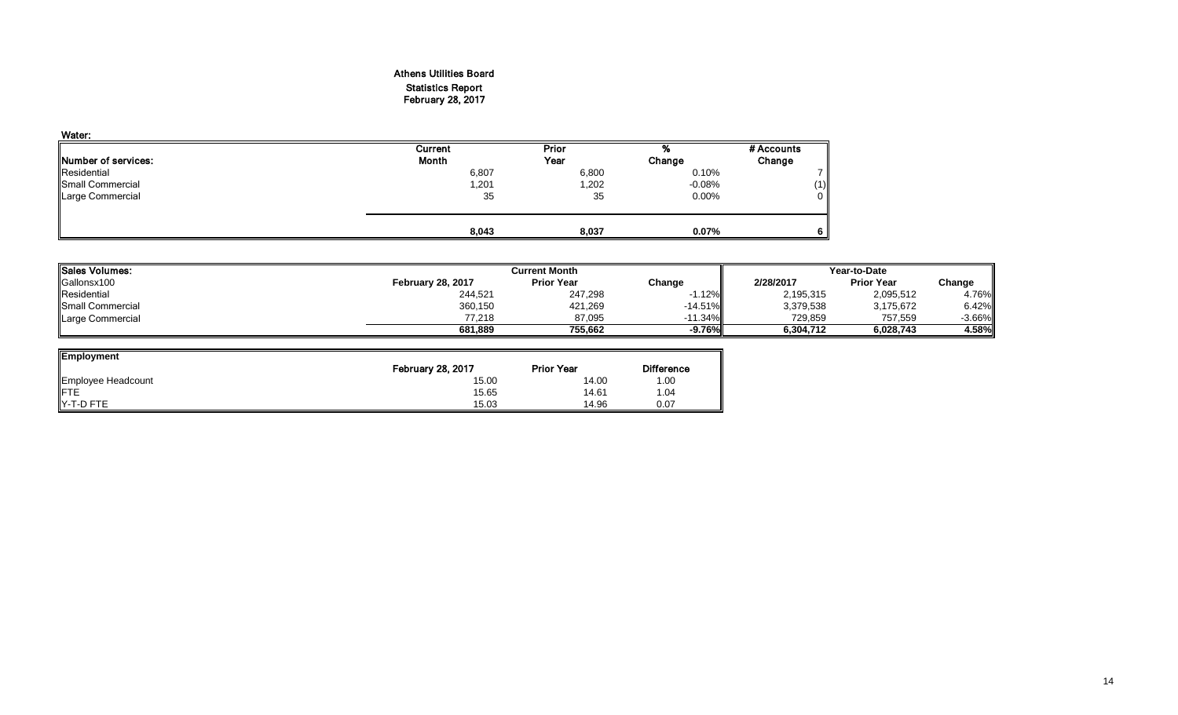# Athens Utilities Board
## Statistics Report
## February 28, 2017

**Water:**

| Number of services: | Current Month | Prior Year | % Change | # Accounts Change |
|---|---|---|---|---|
| Residential | 6,807 | 6,800 | 0.10% | 7 |
| Small Commercial | 1,201 | 1,202 | -0.08% | (1) |
| Large Commercial | 35 | 35 | 0.00% | 0 |
| | **8,043** | **8,037** | **0.07%** | **6** |

| Sales Volumes: | Current Month | | | Year-to-Date | | |
|---|---|---|---|---|---|---|
| Gallonsx100 | February 28, 2017 | Prior Year | Change | 2/28/2017 | Prior Year | Change |
| Residential | 244,521 | 247,298 | -1.12% | 2,195,315 | 2,095,512 | 4.76% |
| Small Commercial | 360,150 | 421,269 | -14.51% | 3,379,538 | 3,175,672 | 6.42% |
| Large Commercial | 77,218 | 87,095 | -11.34% | 729,859 | 757,559 | -3.66% |
| | **681,889** | **755,662** | **-9.76%** | **6,304,712** | **6,028,743** | **4.58%** |

| Employment | February 28, 2017 | Prior Year | Difference |
|---|---|---|---|
| Employee Headcount | 15.00 | 14.00 | 1.00 |
| FTE | 15.65 | 14.61 | 1.04 |
| Y-T-D FTE | 15.03 | 14.96 | 0.07 |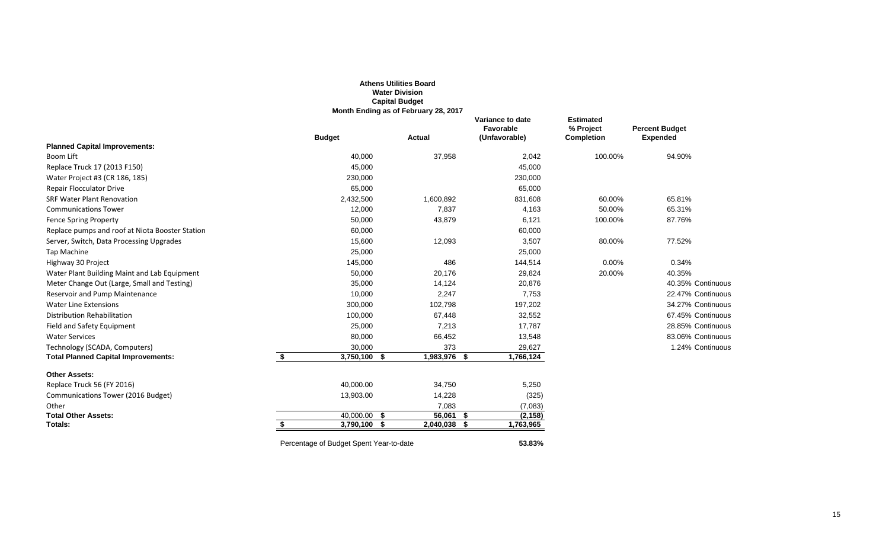**Athens Utilities Board**
**Water Division**
**Capital Budget**
**Month Ending as of February 28, 2017**

| | Budget | Actual | Variance to date Favorable (Unfavorable) | Estimated % Project Completion | Percent Budget Expended |
|---|---|---|---|---|---|
| **Planned Capital Improvements:** | | | | | |
| Boom Lift | 40,000 | 37,958 | 2,042 | 100.00% | 94.90% |
| Replace Truck 17 (2013 F150) | 45,000 | | 45,000 | | |
| Water Project #3 (CR 186, 185) | 230,000 | | 230,000 | | |
| Repair Flocculator Drive | 65,000 | | 65,000 | | |
| SRF Water Plant Renovation | 2,432,500 | 1,600,892 | 831,608 | 60.00% | 65.81% |
| Communications Tower | 12,000 | 7,837 | 4,163 | 50.00% | 65.31% |
| Fence Spring Property | 50,000 | 43,879 | 6,121 | 100.00% | 87.76% |
| Replace pumps and roof at Niota Booster Station | 60,000 | | 60,000 | | |
| Server, Switch, Data Processing Upgrades | 15,600 | 12,093 | 3,507 | 80.00% | 77.52% |
| Tap Machine | 25,000 | | 25,000 | | |
| Highway 30 Project | 145,000 | 486 | 144,514 | 0.00% | 0.34% |
| Water Plant Building Maint and Lab Equipment | 50,000 | 20,176 | 29,824 | 20.00% | 40.35% |
| Meter Change Out (Large, Small and Testing) | 35,000 | 14,124 | 20,876 | | 40.35% Continuous |
| Reservoir and Pump Maintenance | 10,000 | 2,247 | 7,753 | | 22.47% Continuous |
| Water Line Extensions | 300,000 | 102,798 | 197,202 | | 34.27% Continuous |
| Distribution Rehabilitation | 100,000 | 67,448 | 32,552 | | 67.45% Continuous |
| Field and Safety Equipment | 25,000 | 7,213 | 17,787 | | 28.85% Continuous |
| Water Services | 80,000 | 66,452 | 13,548 | | 83.06% Continuous |
| Technology (SCADA, Computers) | 30,000 | 373 | 29,627 | | 1.24% Continuous |
| **Total Planned Capital Improvements:** | **$ 3,750,100** | **$ 1,983,976** | **$ 1,766,124** | | |
| **Other Assets:** | | | | | |
| Replace Truck 56 (FY 2016) | 40,000.00 | 34,750 | 5,250 | | |
| Communications Tower (2016 Budget) | 13,903.00 | 14,228 | (325) | | |
| Other | | 7,083 | (7,083) | | |
| **Total Other Assets:** | 40,000.00 | **$ 56,061** | **$ (2,158)** | | |
| **Totals:** | **$ 3,790,100** | **$ 2,040,038** | **$ 1,763,965** | | |

Percentage of Budget Spent Year-to-date **53.83%**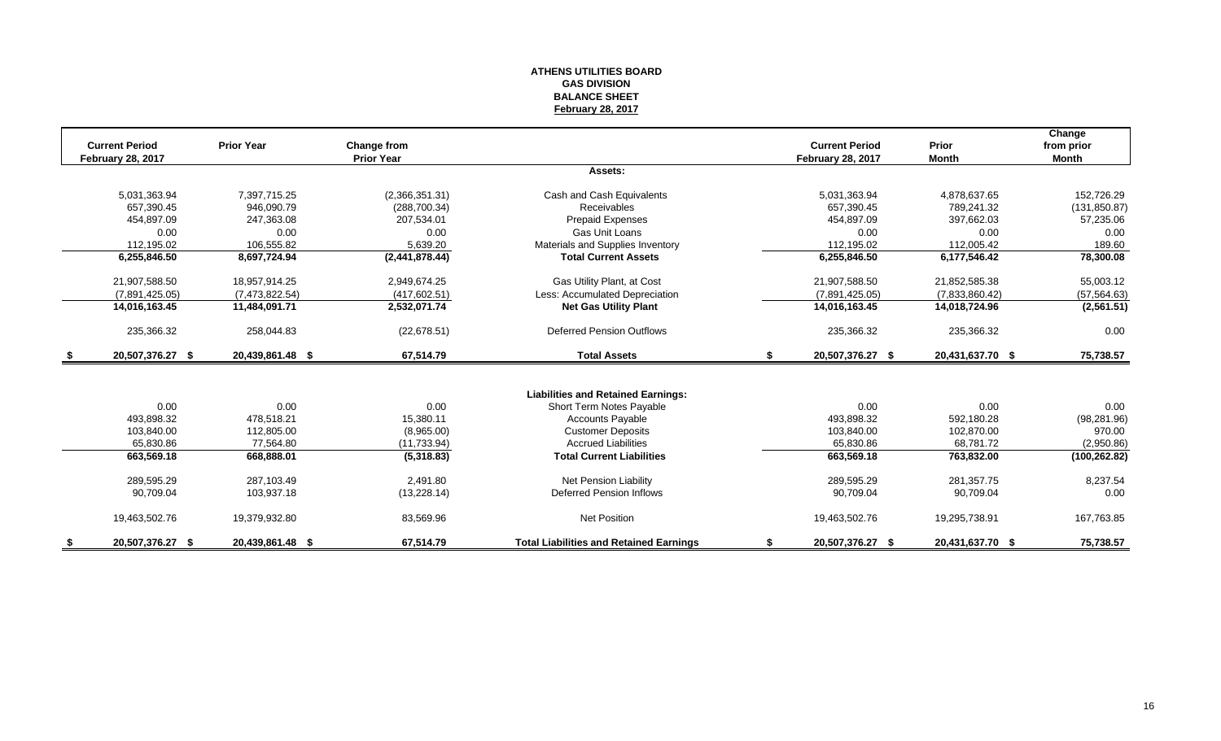**ATHENS UTILITIES BOARD**
**GAS DIVISION**
**BALANCE SHEET**
**February 28, 2017**

| Current Period February 28, 2017 | Prior Year | Change from Prior Year | | Current Period February 28, 2017 | Prior Month | Change from prior Month |
|---|---|---|---|---|---|---|
| | | | **Assets:** | | | |
| 5,031,363.94 | 7,397,715.25 | (2,366,351.31) | Cash and Cash Equivalents | 5,031,363.94 | 4,878,637.65 | 152,726.29 |
| 657,390.45 | 946,090.79 | (288,700.34) | Receivables | 657,390.45 | 789,241.32 | (131,850.87) |
| 454,897.09 | 247,363.08 | 207,534.01 | Prepaid Expenses | 454,897.09 | 397,662.03 | 57,235.06 |
| 0.00 | 0.00 | 0.00 | Gas Unit Loans | 0.00 | 0.00 | 0.00 |
| 112,195.02 | 106,555.82 | 5,639.20 | Materials and Supplies Inventory | 112,195.02 | 112,005.42 | 189.60 |
| **6,255,846.50** | **8,697,724.94** | **(2,441,878.44)** | **Total Current Assets** | **6,255,846.50** | **6,177,546.42** | **78,300.08** |
| 21,907,588.50 | 18,957,914.25 | 2,949,674.25 | Gas Utility Plant, at Cost | 21,907,588.50 | 21,852,585.38 | 55,003.12 |
| (7,891,425.05) | (7,473,822.54) | (417,602.51) | Less: Accumulated Depreciation | (7,891,425.05) | (7,833,860.42) | (57,564.63) |
| **14,016,163.45** | **11,484,091.71** | **2,532,071.74** | **Net Gas Utility Plant** | **14,016,163.45** | **14,018,724.96** | **(2,561.51)** |
| 235,366.32 | 258,044.83 | (22,678.51) | Deferred Pension Outflows | 235,366.32 | 235,366.32 | 0.00 |
| **$ 20,507,376.27** | **$ 20,439,861.48** | **$ 67,514.79** | **Total Assets** | **$ 20,507,376.27** | **$ 20,431,637.70** | **$ 75,738.57** |
| | | | **Liabilities and Retained Earnings:** | | | |
| 0.00 | 0.00 | 0.00 | Short Term Notes Payable | 0.00 | 0.00 | 0.00 |
| 493,898.32 | 478,518.21 | 15,380.11 | Accounts Payable | 493,898.32 | 592,180.28 | (98,281.96) |
| 103,840.00 | 112,805.00 | (8,965.00) | Customer Deposits | 103,840.00 | 102,870.00 | 970.00 |
| 65,830.86 | 77,564.80 | (11,733.94) | Accrued Liabilities | 65,830.86 | 68,781.72 | (2,950.86) |
| **663,569.18** | **668,888.01** | **(5,318.83)** | **Total Current Liabilities** | **663,569.18** | **763,832.00** | **(100,262.82)** |
| 289,595.29 | 287,103.49 | 2,491.80 | Net Pension Liability | 289,595.29 | 281,357.75 | 8,237.54 |
| 90,709.04 | 103,937.18 | (13,228.14) | Deferred Pension Inflows | 90,709.04 | 90,709.04 | 0.00 |
| 19,463,502.76 | 19,379,932.80 | 83,569.96 | Net Position | 19,463,502.76 | 19,295,738.91 | 167,763.85 |
| **$ 20,507,376.27** | **$ 20,439,861.48** | **$ 67,514.79** | **Total Liabilities and Retained Earnings** | **$ 20,507,376.27** | **$ 20,431,637.70** | **$ 75,738.57** |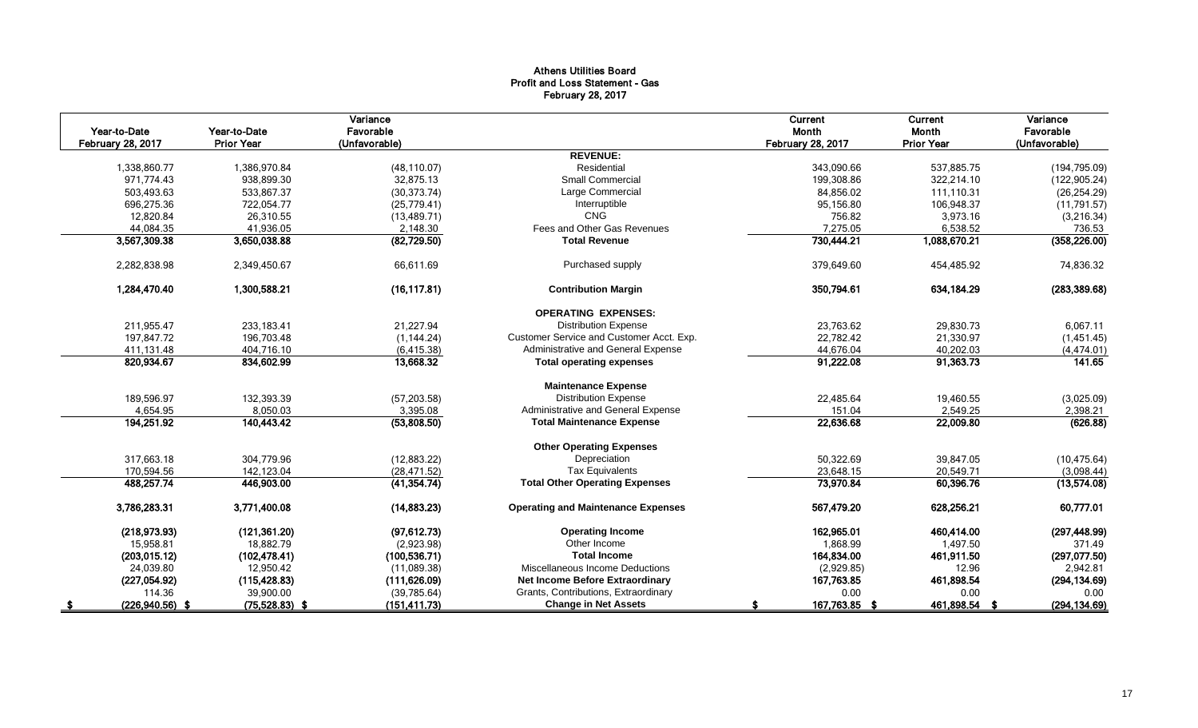# Athens Utilities Board
## Profit and Loss Statement - Gas
### February 28, 2017

| Year-to-Date February 28, 2017 | Year-to-Date Prior Year | Variance Favorable (Unfavorable) | | Current Month February 28, 2017 | Current Month Prior Year | Variance Favorable (Unfavorable) |
|---|---|---|---|---|---|---|
| | | | **REVENUE:** | | | |
| 1,338,860.77 | 1,386,970.84 | (48,110.07) | Residential | 343,090.66 | 537,885.75 | (194,795.09) |
| 971,774.43 | 938,899.30 | 32,875.13 | Small Commercial | 199,308.86 | 322,214.10 | (122,905.24) |
| 503,493.63 | 533,867.37 | (30,373.74) | Large Commercial | 84,856.02 | 111,110.31 | (26,254.29) |
| 696,275.36 | 722,054.77 | (25,779.41) | Interruptible | 95,156.80 | 106,948.37 | (11,791.57) |
| 12,820.84 | 26,310.55 | (13,489.71) | CNG | 756.82 | 3,973.16 | (3,216.34) |
| 44,084.35 | 41,936.05 | 2,148.30 | Fees and Other Gas Revenues | 7,275.05 | 6,538.52 | 736.53 |
| **3,567,309.38** | **3,650,038.88** | **(82,729.50)** | **Total Revenue** | **730,444.21** | **1,088,670.21** | **(358,226.00)** |
| 2,282,838.98 | 2,349,450.67 | 66,611.69 | Purchased supply | 379,649.60 | 454,485.92 | 74,836.32 |
| **1,284,470.40** | **1,300,588.21** | **(16,117.81)** | **Contribution Margin** | **350,794.61** | **634,184.29** | **(283,389.68)** |
| | | | **OPERATING EXPENSES:** | | | |
| 211,955.47 | 233,183.41 | 21,227.94 | Distribution Expense | 23,763.62 | 29,830.73 | 6,067.11 |
| 197,847.72 | 196,703.48 | (1,144.24) | Customer Service and Customer Acct. Exp. | 22,782.42 | 21,330.97 | (1,451.45) |
| 411,131.48 | 404,716.10 | (6,415.38) | Administrative and General Expense | 44,676.04 | 40,202.03 | (4,474.01) |
| **820,934.67** | **834,602.99** | **13,668.32** | **Total operating expenses** | **91,222.08** | **91,363.73** | **141.65** |
| | | | **Maintenance Expense** | | | |
| 189,596.97 | 132,393.39 | (57,203.58) | Distribution Expense | 22,485.64 | 19,460.55 | (3,025.09) |
| 4,654.95 | 8,050.03 | 3,395.08 | Administrative and General Expense | 151.04 | 2,549.25 | 2,398.21 |
| **194,251.92** | **140,443.42** | **(53,808.50)** | **Total Maintenance Expense** | **22,636.68** | **22,009.80** | **(626.88)** |
| | | | **Other Operating Expenses** | | | |
| 317,663.18 | 304,779.96 | (12,883.22) | Depreciation | 50,322.69 | 39,847.05 | (10,475.64) |
| 170,594.56 | 142,123.04 | (28,471.52) | Tax Equivalents | 23,648.15 | 20,549.71 | (3,098.44) |
| **488,257.74** | **446,903.00** | **(41,354.74)** | **Total Other Operating Expenses** | **73,970.84** | **60,396.76** | **(13,574.08)** |
| **3,786,283.31** | **3,771,400.08** | **(14,883.23)** | **Operating and Maintenance Expenses** | **567,479.20** | **628,256.21** | **60,777.01** |
| **(218,973.93)** | **(121,361.20)** | **(97,612.73)** | **Operating Income** | **162,965.01** | **460,414.00** | **(297,448.99)** |
| 15,958.81 | 18,882.79 | (2,923.98) | Other Income | 1,868.99 | 1,497.50 | 371.49 |
| **(203,015.12)** | **(102,478.41)** | **(100,536.71)** | **Total Income** | **164,834.00** | **461,911.50** | **(297,077.50)** |
| 24,039.80 | 12,950.42 | (11,089.38) | Miscellaneous Income Deductions | (2,929.85) | 12.96 | 2,942.81 |
| **(227,054.92)** | **(115,428.83)** | **(111,626.09)** | **Net Income Before Extraordinary** | **167,763.85** | **461,898.54** | **(294,134.69)** |
| 114.36 | 39,900.00 | (39,785.64) | Grants, Contributions, Extraordinary | 0.00 | 0.00 | 0.00 |
| **$ (226,940.56)** | **$ (75,528.83)** | **$ (151,411.73)** | **Change in Net Assets** | **$ 167,763.85** | **$ 461,898.54** | **$ (294,134.69)** |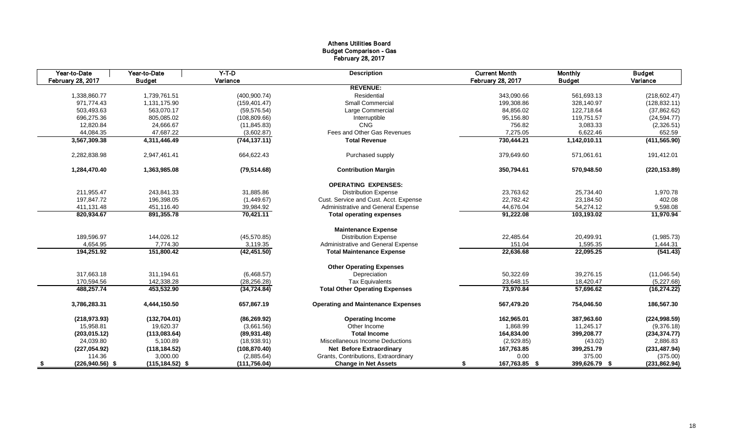# Athens Utilities Board
## Budget Comparison - Gas
### February 28, 2017

| Year-to-Date February 28, 2017 | Year-to-Date Budget | Y-T-D Variance | Description | Current Month February 28, 2017 | Monthly Budget | Budget Variance |
|---|---|---|---|---|---|---|
| | | | **REVENUE:** | | | |
| 1,338,860.77 | 1,739,761.51 | (400,900.74) | Residential | 343,090.66 | 561,693.13 | (218,602.47) |
| 971,774.43 | 1,131,175.90 | (159,401.47) | Small Commercial | 199,308.86 | 328,140.97 | (128,832.11) |
| 503,493.63 | 563,070.17 | (59,576.54) | Large Commercial | 84,856.02 | 122,718.64 | (37,862.62) |
| 696,275.36 | 805,085.02 | (108,809.66) | Interruptible | 95,156.80 | 119,751.57 | (24,594.77) |
| 12,820.84 | 24,666.67 | (11,845.83) | CNG | 756.82 | 3,083.33 | (2,326.51) |
| 44,084.35 | 47,687.22 | (3,602.87) | Fees and Other Gas Revenues | 7,275.05 | 6,622.46 | 652.59 |
| **3,567,309.38** | **4,311,446.49** | **(744,137.11)** | **Total Revenue** | **730,444.21** | **1,142,010.11** | **(411,565.90)** |
| 2,282,838.98 | 2,947,461.41 | 664,622.43 | Purchased supply | 379,649.60 | 571,061.61 | 191,412.01 |
| **1,284,470.40** | **1,363,985.08** | **(79,514.68)** | **Contribution Margin** | **350,794.61** | **570,948.50** | **(220,153.89)** |
| | | | **OPERATING EXPENSES:** | | | |
| 211,955.47 | 243,841.33 | 31,885.86 | Distribution Expense | 23,763.62 | 25,734.40 | 1,970.78 |
| 197,847.72 | 196,398.05 | (1,449.67) | Cust. Service and Cust. Acct. Expense | 22,782.42 | 23,184.50 | 402.08 |
| 411,131.48 | 451,116.40 | 39,984.92 | Administrative and General Expense | 44,676.04 | 54,274.12 | 9,598.08 |
| **820,934.67** | **891,355.78** | **70,421.11** | **Total operating expenses** | **91,222.08** | **103,193.02** | **11,970.94** |
| | | | **Maintenance Expense** | | | |
| 189,596.97 | 144,026.12 | (45,570.85) | Distribution Expense | 22,485.64 | 20,499.91 | (1,985.73) |
| 4,654.95 | 7,774.30 | 3,119.35 | Administrative and General Expense | 151.04 | 1,595.35 | 1,444.31 |
| **194,251.92** | **151,800.42** | **(42,451.50)** | **Total Maintenance Expense** | **22,636.68** | **22,095.25** | **(541.43)** |
| | | | **Other Operating Expenses** | | | |
| 317,663.18 | 311,194.61 | (6,468.57) | Depreciation | 50,322.69 | 39,276.15 | (11,046.54) |
| 170,594.56 | 142,338.28 | (28,256.28) | Tax Equivalents | 23,648.15 | 18,420.47 | (5,227.68) |
| **488,257.74** | **453,532.90** | **(34,724.84)** | **Total Other Operating Expenses** | **73,970.84** | **57,696.62** | **(16,274.22)** |
| **3,786,283.31** | **4,444,150.50** | **657,867.19** | **Operating and Maintenance Expenses** | **567,479.20** | **754,046.50** | **186,567.30** |
| **(218,973.93)** | **(132,704.01)** | **(86,269.92)** | **Operating Income** | **162,965.01** | **387,963.60** | **(224,998.59)** |
| 15,958.81 | 19,620.37 | (3,661.56) | Other Income | 1,868.99 | 11,245.17 | (9,376.18) |
| **(203,015.12)** | **(113,083.64)** | **(89,931.48)** | **Total Income** | **164,834.00** | **399,208.77** | **(234,374.77)** |
| 24,039.80 | 5,100.89 | (18,938.91) | Miscellaneous Income Deductions | (2,929.85) | (43.02) | 2,886.83 |
| **(227,054.92)** | **(118,184.52)** | **(108,870.40)** | **Net Before Extraordinary** | **167,763.85** | **399,251.79** | **(231,487.94)** |
| 114.36 | 3,000.00 | (2,885.64) | Grants, Contributions, Extraordinary | 0.00 | 375.00 | (375.00) |
| **$ (226,940.56)** | **$ (115,184.52)** | **$ (111,756.04)** | **Change in Net Assets** | **$ 167,763.85** | **$ 399,626.79** | **$ (231,862.94)** |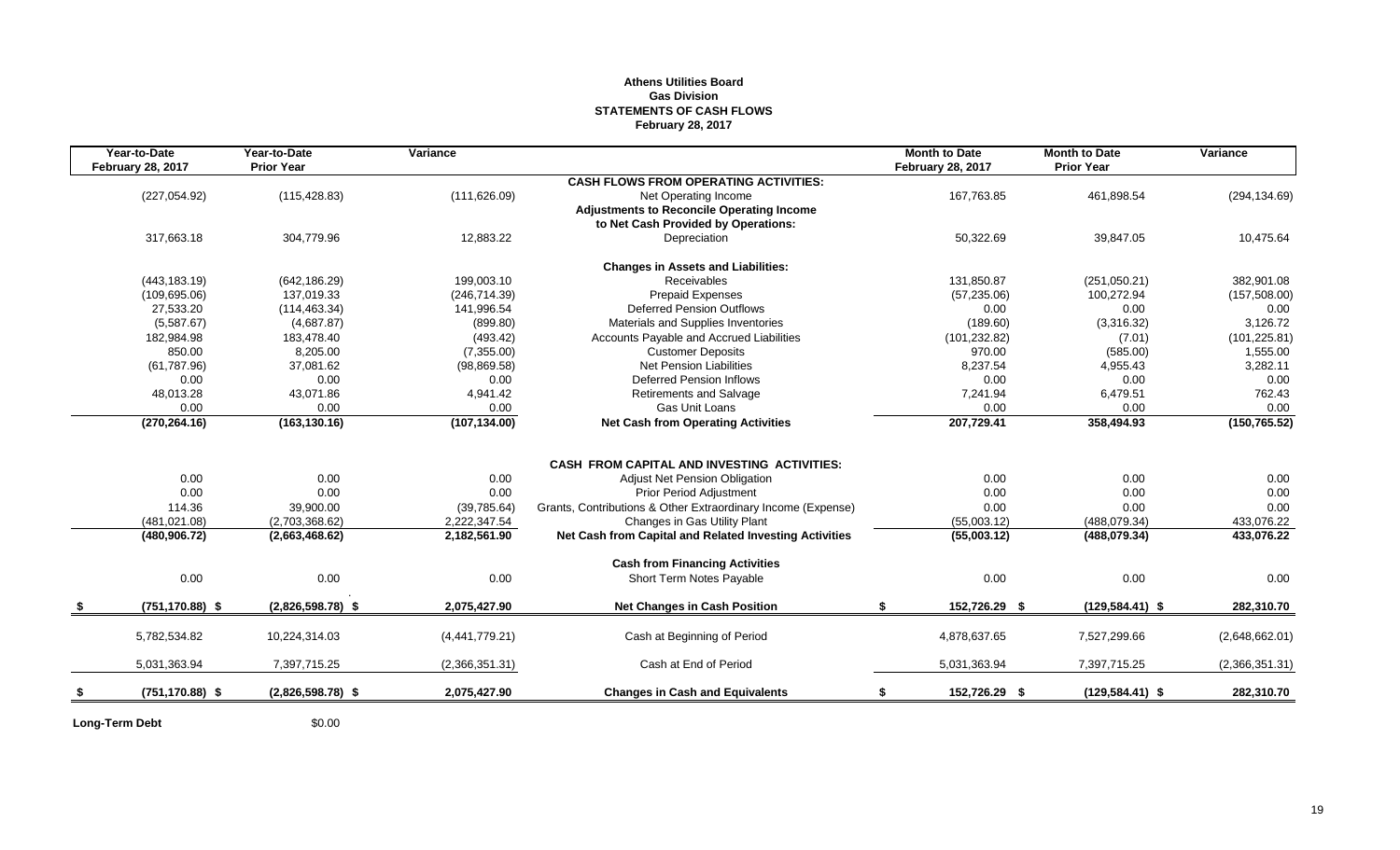**Athens Utilities Board**
**Gas Division**
**STATEMENTS OF CASH FLOWS**
**February 28, 2017**

| Year-to-Date February 28, 2017 | Year-to-Date Prior Year | Variance | | Month to Date February 28, 2017 | Month to Date Prior Year | Variance |
|---|---|---|---|---|---|---|
| | | | **CASH FLOWS FROM OPERATING ACTIVITIES:** | | | |
| (227,054.92) | (115,428.83) | (111,626.09) | Net Operating Income | 167,763.85 | 461,898.54 | (294,134.69) |
| | | | **Adjustments to Reconcile Operating Income to Net Cash Provided by Operations:** | | | |
| 317,663.18 | 304,779.96 | 12,883.22 | Depreciation | 50,322.69 | 39,847.05 | 10,475.64 |
| | | | **Changes in Assets and Liabilities:** | | | |
| (443,183.19) | (642,186.29) | 199,003.10 | Receivables | 131,850.87 | (251,050.21) | 382,901.08 |
| (109,695.06) | 137,019.33 | (246,714.39) | Prepaid Expenses | (57,235.06) | 100,272.94 | (157,508.00) |
| 27,533.20 | (114,463.34) | 141,996.54 | Deferred Pension Outflows | 0.00 | 0.00 | 0.00 |
| (5,587.67) | (4,687.87) | (899.80) | Materials and Supplies Inventories | (189.60) | (3,316.32) | 3,126.72 |
| 182,984.98 | 183,478.40 | (493.42) | Accounts Payable and Accrued Liabilities | (101,232.82) | (7.01) | (101,225.81) |
| 850.00 | 8,205.00 | (7,355.00) | Customer Deposits | 970.00 | (585.00) | 1,555.00 |
| (61,787.96) | 37,081.62 | (98,869.58) | Net Pension Liabilities | 8,237.54 | 4,955.43 | 3,282.11 |
| 0.00 | 0.00 | 0.00 | Deferred Pension Inflows | 0.00 | 0.00 | 0.00 |
| 48,013.28 | 43,071.86 | 4,941.42 | Retirements and Salvage | 7,241.94 | 6,479.51 | 762.43 |
| 0.00 | 0.00 | 0.00 | Gas Unit Loans | 0.00 | 0.00 | 0.00 |
| **(270,264.16)** | **(163,130.16)** | **(107,134.00)** | **Net Cash from Operating Activities** | **207,729.41** | **358,494.93** | **(150,765.52)** |
| | | | **CASH FROM CAPITAL AND INVESTING ACTIVITIES:** | | | |
| 0.00 | 0.00 | 0.00 | Adjust Net Pension Obligation | 0.00 | 0.00 | 0.00 |
| 0.00 | 0.00 | 0.00 | Prior Period Adjustment | 0.00 | 0.00 | 0.00 |
| 114.36 | 39,900.00 | (39,785.64) | Grants, Contributions & Other Extraordinary Income (Expense) | 0.00 | 0.00 | 0.00 |
| (481,021.08) | (2,703,368.62) | 2,222,347.54 | Changes in Gas Utility Plant | (55,003.12) | (488,079.34) | 433,076.22 |
| **(480,906.72)** | **(2,663,468.62)** | **2,182,561.90** | **Net Cash from Capital and Related Investing Activities** | **(55,003.12)** | **(488,079.34)** | **433,076.22** |
| | | | **Cash from Financing Activities** | | | |
| 0.00 | 0.00 | 0.00 | Short Term Notes Payable | 0.00 | 0.00 | 0.00 |
| **$ (751,170.88)** | **$ (2,826,598.78)** | **$ 2,075,427.90** | **Net Changes in Cash Position** | **$ 152,726.29** | **$ (129,584.41)** | **$ 282,310.70** |
| 5,782,534.82 | 10,224,314.03 | (4,441,779.21) | Cash at Beginning of Period | 4,878,637.65 | 7,527,299.66 | (2,648,662.01) |
| 5,031,363.94 | 7,397,715.25 | (2,366,351.31) | Cash at End of Period | 5,031,363.94 | 7,397,715.25 | (2,366,351.31) |
| **$ (751,170.88)** | **$ (2,826,598.78)** | **$ 2,075,427.90** | **Changes in Cash and Equivalents** | **$ 152,726.29** | **$ (129,584.41)** | **$ 282,310.70** |

**Long-Term Debt** $0.00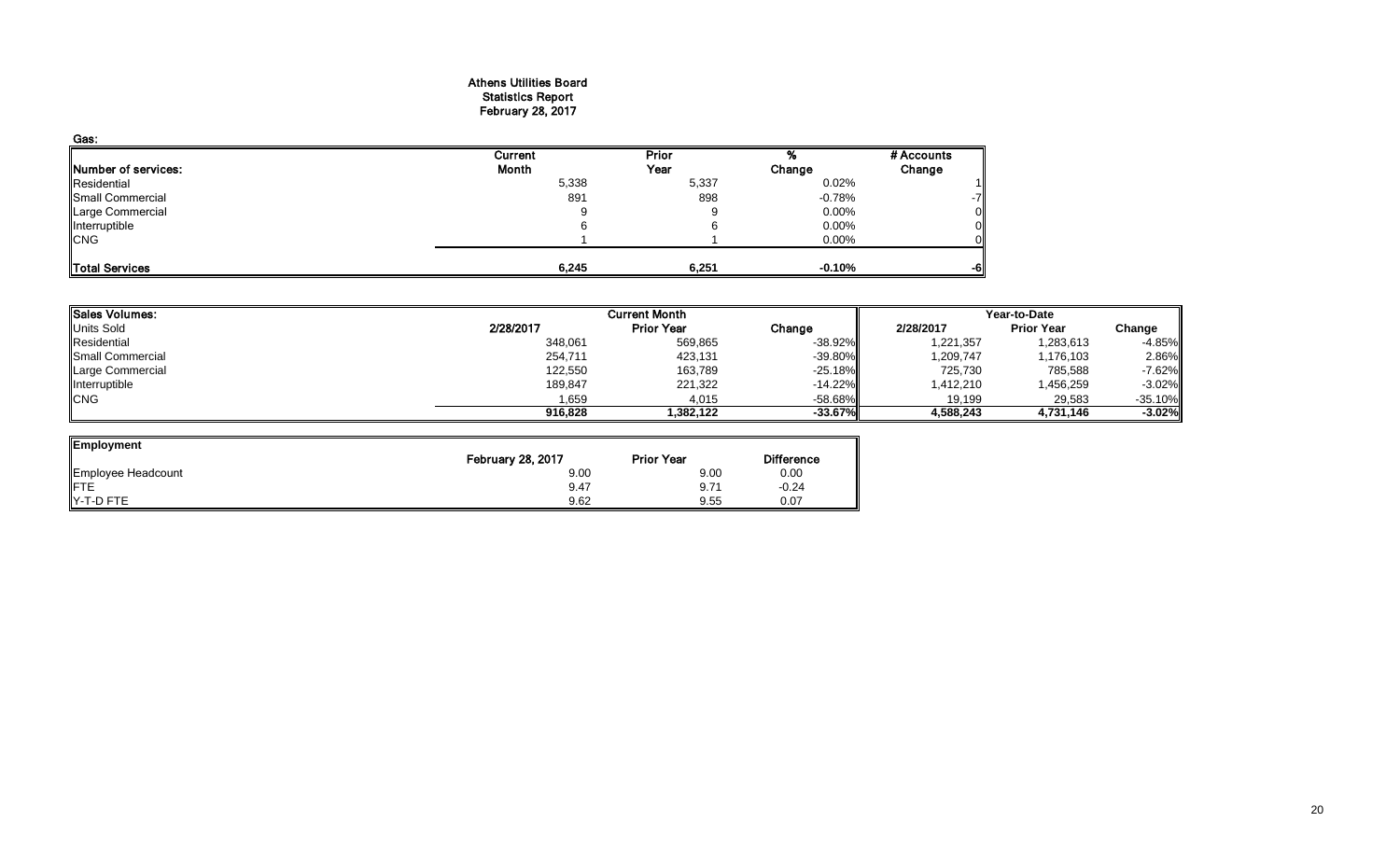# Athens Utilities Board
## Statistics Report
## February 28, 2017

**Gas:**

| Number of services: | Current Month | Prior Year | % Change | # Accounts Change |
|---|---|---|---|---|
| Residential | 5,338 | 5,337 | 0.02% | 1 |
| Small Commercial | 891 | 898 | -0.78% | -7 |
| Large Commercial | 9 | 9 | 0.00% | 0 |
| Interruptible | 6 | 6 | 0.00% | 0 |
| CNG | 1 | 1 | 0.00% | 0 |
| **Total Services** | **6,245** | **6,251** | **-0.10%** | **-6** |

| Sales Volumes: | Current Month | | | Year-to-Date | | |
|---|---|---|---|---|---|---|
| Units Sold | 2/28/2017 | Prior Year | Change | 2/28/2017 | Prior Year | Change |
| Residential | 348,061 | 569,865 | -38.92% | 1,221,357 | 1,283,613 | -4.85% |
| Small Commercial | 254,711 | 423,131 | -39.80% | 1,209,747 | 1,176,103 | 2.86% |
| Large Commercial | 122,550 | 163,789 | -25.18% | 725,730 | 785,588 | -7.62% |
| Interruptible | 189,847 | 221,322 | -14.22% | 1,412,210 | 1,456,259 | -3.02% |
| CNG | 1,659 | 4,015 | -58.68% | 19,199 | 29,583 | -35.10% |
| | **916,828** | **1,382,122** | **-33.67%** | **4,588,243** | **4,731,146** | **-3.02%** |

| Employment | February 28, 2017 | Prior Year | Difference |
|---|---|---|---|
| Employee Headcount | 9.00 | 9.00 | 0.00 |
| FTE | 9.47 | 9.71 | -0.24 |
| Y-T-D FTE | 9.62 | 9.55 | 0.07 |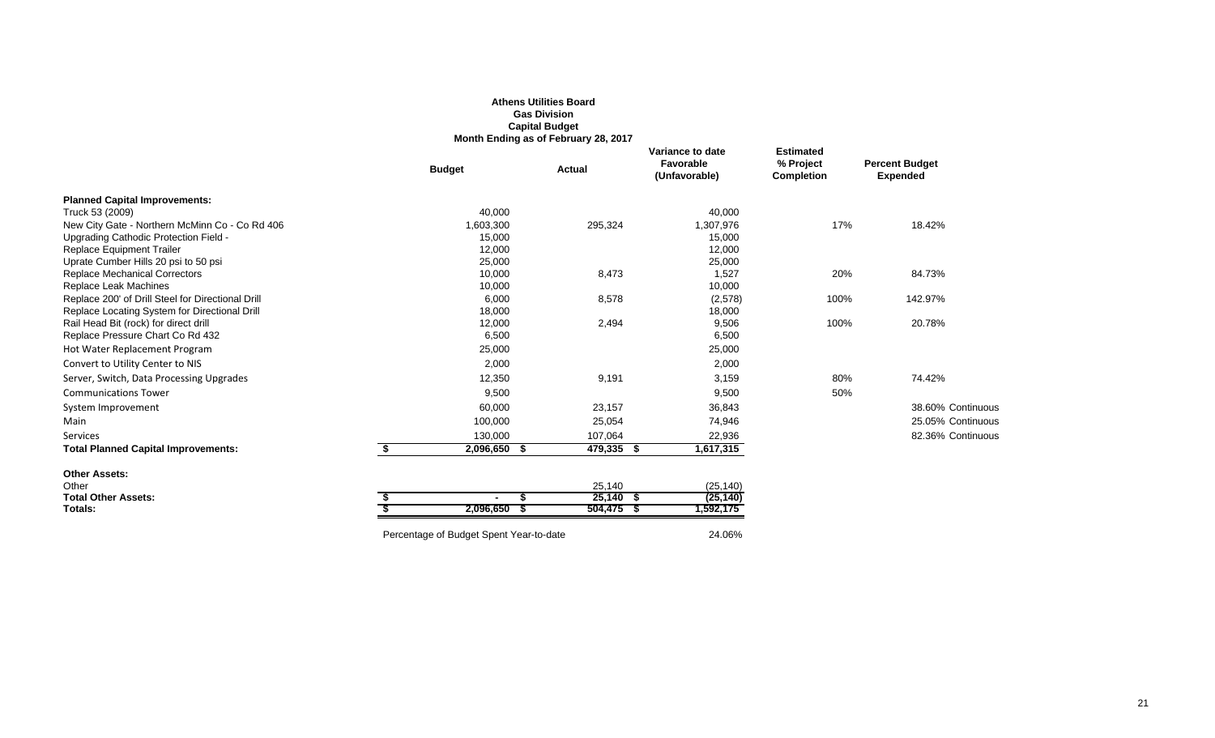**Athens Utilities Board**
**Gas Division**
**Capital Budget**
**Month Ending as of February 28, 2017**

| | Budget | Actual | Variance to date Favorable (Unfavorable) | Estimated % Project Completion | Percent Budget Expended | |
|---|---|---|---|---|---|---|
| **Planned Capital Improvements:** | | | | | | |
| Truck 53 (2009) | 40,000 | | 40,000 | | | |
| New City Gate - Northern McMinn Co - Co Rd 406 | 1,603,300 | 295,324 | 1,307,976 | 17% | 18.42% | |
| Upgrading Cathodic Protection Field - | 15,000 | | 15,000 | | | |
| Replace Equipment Trailer | 12,000 | | 12,000 | | | |
| Uprate Cumber Hills 20 psi to 50 psi | 25,000 | | 25,000 | | | |
| Replace Mechanical Correctors | 10,000 | 8,473 | 1,527 | 20% | 84.73% | |
| Replace Leak Machines | 10,000 | | 10,000 | | | |
| Replace 200' of Drill Steel for Directional Drill | 6,000 | 8,578 | (2,578) | 100% | 142.97% | |
| Replace Locating System for Directional Drill | 18,000 | | 18,000 | | | |
| Rail Head Bit (rock) for direct drill | 12,000 | 2,494 | 9,506 | 100% | 20.78% | |
| Replace Pressure Chart Co Rd 432 | 6,500 | | 6,500 | | | |
| Hot Water Replacement Program | 25,000 | | 25,000 | | | |
| Convert to Utility Center to NIS | 2,000 | | 2,000 | | | |
| Server, Switch, Data Processing Upgrades | 12,350 | 9,191 | 3,159 | 80% | 74.42% | |
| Communications Tower | 9,500 | | 9,500 | 50% | | |
| System Improvement | 60,000 | 23,157 | 36,843 | | 38.60% | Continuous |
| Main | 100,000 | 25,054 | 74,946 | | 25.05% | Continuous |
| Services | 130,000 | 107,064 | 22,936 | | 82.36% | Continuous |
| **Total Planned Capital Improvements:** | **$ 2,096,650** | **$ 479,335** | **$ 1,617,315** | | | |
| **Other Assets:** | | | | | | |
| Other | | 25,140 | (25,140) | | | |
| **Total Other Assets:** | **$ -** | **$ 25,140** | **$ (25,140)** | | | |
| **Totals:** | **$ 2,096,650** | **$ 504,475** | **$ 1,592,175** | | | |
| | | | | | | |
| Percentage of Budget Spent Year-to-date | | | 24.06% | | | |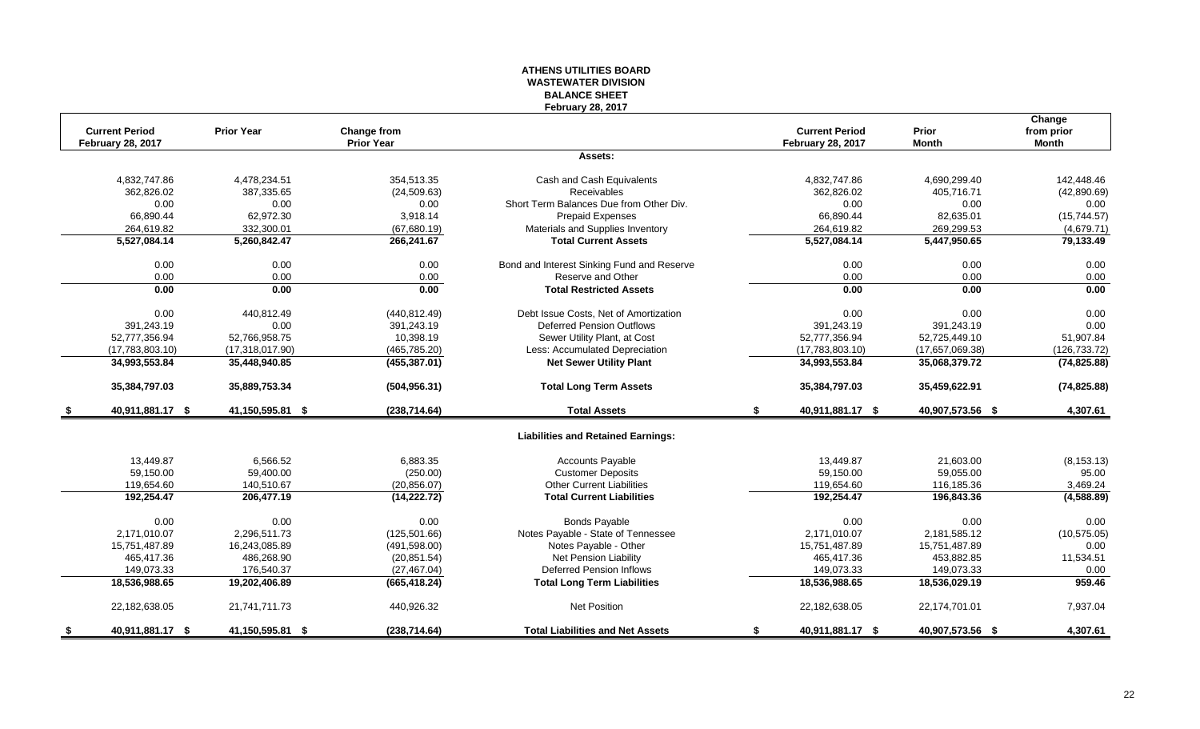# ATHENS UTILITIES BOARD
## WASTEWATER DIVISION
### BALANCE SHEET
**February 28, 2017**

| Current Period February 28, 2017 | Prior Year | Change from Prior Year | | Current Period February 28, 2017 | Prior Month | Change from prior Month |
|---|---|---|---|---|---|---|
| | | | **Assets:** | | | |
| 4,832,747.86 | 4,478,234.51 | 354,513.35 | Cash and Cash Equivalents | 4,832,747.86 | 4,690,299.40 | 142,448.46 |
| 362,826.02 | 387,335.65 | (24,509.63) | Receivables | 362,826.02 | 405,716.71 | (42,890.69) |
| 0.00 | 0.00 | 0.00 | Short Term Balances Due from Other Div. | 0.00 | 0.00 | 0.00 |
| 66,890.44 | 62,972.30 | 3,918.14 | Prepaid Expenses | 66,890.44 | 82,635.01 | (15,744.57) |
| 264,619.82 | 332,300.01 | (67,680.19) | Materials and Supplies Inventory | 264,619.82 | 269,299.53 | (4,679.71) |
| **5,527,084.14** | **5,260,842.47** | **266,241.67** | **Total Current Assets** | **5,527,084.14** | **5,447,950.65** | **79,133.49** |
| 0.00 | 0.00 | 0.00 | Bond and Interest Sinking Fund and Reserve | 0.00 | 0.00 | 0.00 |
| 0.00 | 0.00 | 0.00 | Reserve and Other | 0.00 | 0.00 | 0.00 |
| **0.00** | **0.00** | **0.00** | **Total Restricted Assets** | **0.00** | **0.00** | **0.00** |
| 0.00 | 440,812.49 | (440,812.49) | Debt Issue Costs, Net of Amortization | 0.00 | 0.00 | 0.00 |
| 391,243.19 | 0.00 | 391,243.19 | Deferred Pension Outflows | 391,243.19 | 391,243.19 | 0.00 |
| 52,777,356.94 | 52,766,958.75 | 10,398.19 | Sewer Utility Plant, at Cost | 52,777,356.94 | 52,725,449.10 | 51,907.84 |
| (17,783,803.10) | (17,318,017.90) | (465,785.20) | Less: Accumulated Depreciation | (17,783,803.10) | (17,657,069.38) | (126,733.72) |
| **34,993,553.84** | **35,448,940.85** | **(455,387.01)** | **Net Sewer Utility Plant** | **34,993,553.84** | **35,068,379.72** | **(74,825.88)** |
| **35,384,797.03** | **35,889,753.34** | **(504,956.31)** | **Total Long Term Assets** | **35,384,797.03** | **35,459,622.91** | **(74,825.88)** |
| **$ 40,911,881.17** | **$ 41,150,595.81** | **$ (238,714.64)** | **Total Assets** | **$ 40,911,881.17** | **$ 40,907,573.56** | **$ 4,307.61** |
| | | | **Liabilities and Retained Earnings:** | | | |
| 13,449.87 | 6,566.52 | 6,883.35 | Accounts Payable | 13,449.87 | 21,603.00 | (8,153.13) |
| 59,150.00 | 59,400.00 | (250.00) | Customer Deposits | 59,150.00 | 59,055.00 | 95.00 |
| 119,654.60 | 140,510.67 | (20,856.07) | Other Current Liabilities | 119,654.60 | 116,185.36 | 3,469.24 |
| **192,254.47** | **206,477.19** | **(14,222.72)** | **Total Current Liabilities** | **192,254.47** | **196,843.36** | **(4,588.89)** |
| 0.00 | 0.00 | 0.00 | Bonds Payable | 0.00 | 0.00 | 0.00 |
| 2,171,010.07 | 2,296,511.73 | (125,501.66) | Notes Payable - State of Tennessee | 2,171,010.07 | 2,181,585.12 | (10,575.05) |
| 15,751,487.89 | 16,243,085.89 | (491,598.00) | Notes Payable - Other | 15,751,487.89 | 15,751,487.89 | 0.00 |
| 465,417.36 | 486,268.90 | (20,851.54) | Net Pension Liability | 465,417.36 | 453,882.85 | 11,534.51 |
| 149,073.33 | 176,540.37 | (27,467.04) | Deferred Pension Inflows | 149,073.33 | 149,073.33 | 0.00 |
| **18,536,988.65** | **19,202,406.89** | **(665,418.24)** | **Total Long Term Liabilities** | **18,536,988.65** | **18,536,029.19** | **959.46** |
| 22,182,638.05 | 21,741,711.73 | 440,926.32 | Net Position | 22,182,638.05 | 22,174,701.01 | 7,937.04 |
| **$ 40,911,881.17** | **$ 41,150,595.81** | **$ (238,714.64)** | **Total Liabilities and Net Assets** | **$ 40,911,881.17** | **$ 40,907,573.56** | **$ 4,307.61** |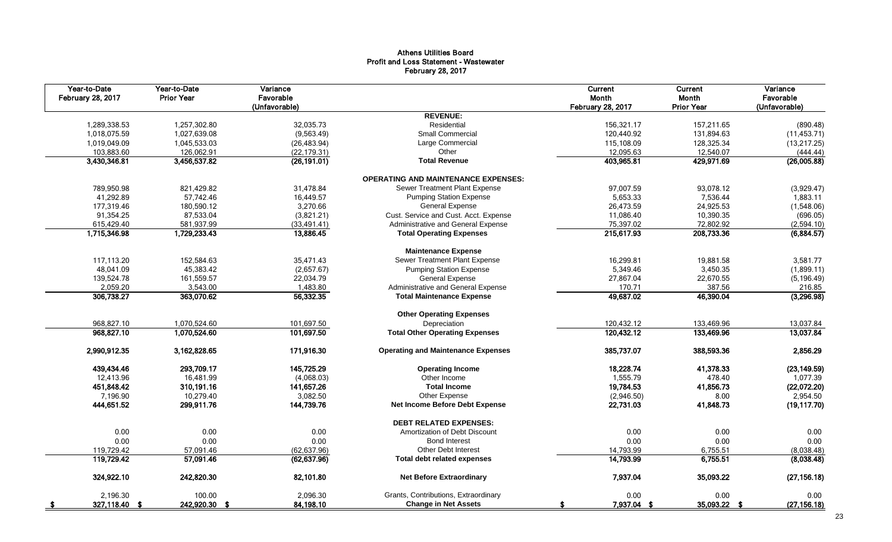# Athens Utilities Board
## Profit and Loss Statement - Wastewater
### February 28, 2017

| Year-to-Date February 28, 2017 | Year-to-Date Prior Year | Variance Favorable (Unfavorable) | | Current Month February 28, 2017 | Current Month Prior Year | Variance Favorable (Unfavorable) |
|---|---|---|---|---|---|---|
| | | | **REVENUE:** | | | |
| 1,289,338.53 | 1,257,302.80 | 32,035.73 | Residential | 156,321.17 | 157,211.65 | (890.48) |
| 1,018,075.59 | 1,027,639.08 | (9,563.49) | Small Commercial | 120,440.92 | 131,894.63 | (11,453.71) |
| 1,019,049.09 | 1,045,533.03 | (26,483.94) | Large Commercial | 115,108.09 | 128,325.34 | (13,217.25) |
| 103,883.60 | 126,062.91 | (22,179.31) | Other | 12,095.63 | 12,540.07 | (444.44) |
| **3,430,346.81** | **3,456,537.82** | **(26,191.01)** | **Total Revenue** | **403,965.81** | **429,971.69** | **(26,005.88)** |
| | | | **OPERATING AND MAINTENANCE EXPENSES:** | | | |
| 789,950.98 | 821,429.82 | 31,478.84 | Sewer Treatment Plant Expense | 97,007.59 | 93,078.12 | (3,929.47) |
| 41,292.89 | 57,742.46 | 16,449.57 | Pumping Station Expense | 5,653.33 | 7,536.44 | 1,883.11 |
| 177,319.46 | 180,590.12 | 3,270.66 | General Expense | 26,473.59 | 24,925.53 | (1,548.06) |
| 91,354.25 | 87,533.04 | (3,821.21) | Cust. Service and Cust. Acct. Expense | 11,086.40 | 10,390.35 | (696.05) |
| 615,429.40 | 581,937.99 | (33,491.41) | Administrative and General Expense | 75,397.02 | 72,802.92 | (2,594.10) |
| **1,715,346.98** | **1,729,233.43** | **13,886.45** | **Total Operating Expenses** | **215,617.93** | **208,733.36** | **(6,884.57)** |
| | | | **Maintenance Expense** | | | |
| 117,113.20 | 152,584.63 | 35,471.43 | Sewer Treatment Plant Expense | 16,299.81 | 19,881.58 | 3,581.77 |
| 48,041.09 | 45,383.42 | (2,657.67) | Pumping Station Expense | 5,349.46 | 3,450.35 | (1,899.11) |
| 139,524.78 | 161,559.57 | 22,034.79 | General Expense | 27,867.04 | 22,670.55 | (5,196.49) |
| 2,059.20 | 3,543.00 | 1,483.80 | Administrative and General Expense | 170.71 | 387.56 | 216.85 |
| **306,738.27** | **363,070.62** | **56,332.35** | **Total Maintenance Expense** | **49,687.02** | **46,390.04** | **(3,296.98)** |
| | | | **Other Operating Expenses** | | | |
| 968,827.10 | 1,070,524.60 | 101,697.50 | Depreciation | 120,432.12 | 133,469.96 | 13,037.84 |
| **968,827.10** | **1,070,524.60** | **101,697.50** | **Total Other Operating Expenses** | **120,432.12** | **133,469.96** | **13,037.84** |
| **2,990,912.35** | **3,162,828.65** | **171,916.30** | **Operating and Maintenance Expenses** | **385,737.07** | **388,593.36** | **2,856.29** |
| **439,434.46** | **293,709.17** | **145,725.29** | **Operating Income** | **18,228.74** | **41,378.33** | **(23,149.59)** |
| 12,413.96 | 16,481.99 | (4,068.03) | Other Income | 1,555.79 | 478.40 | 1,077.39 |
| **451,848.42** | **310,191.16** | **141,657.26** | **Total Income** | **19,784.53** | **41,856.73** | **(22,072.20)** |
| 7,196.90 | 10,279.40 | 3,082.50 | Other Expense | (2,946.50) | 8.00 | 2,954.50 |
| **444,651.52** | **299,911.76** | **144,739.76** | **Net Income Before Debt Expense** | **22,731.03** | **41,848.73** | **(19,117.70)** |
| | | | **DEBT RELATED EXPENSES:** | | | |
| 0.00 | 0.00 | 0.00 | Amortization of Debt Discount | 0.00 | 0.00 | 0.00 |
| 0.00 | 0.00 | 0.00 | Bond Interest | 0.00 | 0.00 | 0.00 |
| 119,729.42 | 57,091.46 | (62,637.96) | Other Debt Interest | 14,793.99 | 6,755.51 | (8,038.48) |
| **119,729.42** | **57,091.46** | **(62,637.96)** | **Total debt related expenses** | **14,793.99** | **6,755.51** | **(8,038.48)** |
| **324,922.10** | **242,820.30** | **82,101.80** | **Net Before Extraordinary** | **7,937.04** | **35,093.22** | **(27,156.18)** |
| 2,196.30 | 100.00 | 2,096.30 | Grants, Contributions, Extraordinary | 0.00 | 0.00 | 0.00 |
| **$ 327,118.40** | **$ 242,920.30** | **$ 84,198.10** | **Change in Net Assets** | **$ 7,937.04** | **$ 35,093.22** | **$ (27,156.18)** |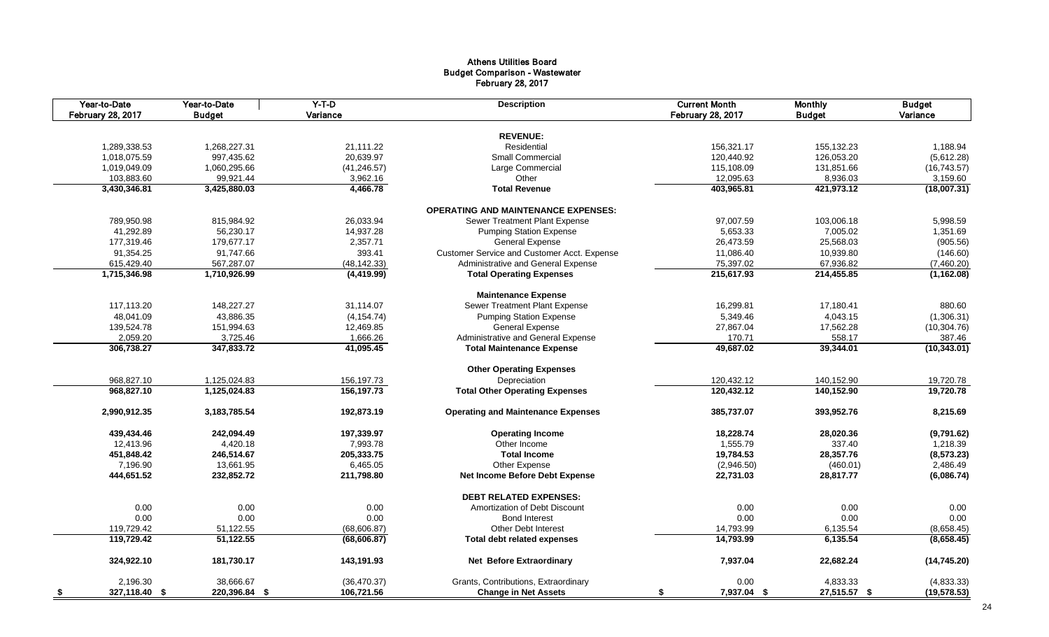# Athens Utilities Board
## Budget Comparison - Wastewater
### February 28, 2017

| Year-to-Date February 28, 2017 | Year-to-Date Budget | Y-T-D Variance | Description | Current Month February 28, 2017 | Monthly Budget | Budget Variance |
|---|---|---|---|---|---|---|
| | | | **REVENUE:** | | | |
| 1,289,338.53 | 1,268,227.31 | 21,111.22 | Residential | 156,321.17 | 155,132.23 | 1,188.94 |
| 1,018,075.59 | 997,435.62 | 20,639.97 | Small Commercial | 120,440.92 | 126,053.20 | (5,612.28) |
| 1,019,049.09 | 1,060,295.66 | (41,246.57) | Large Commercial | 115,108.09 | 131,851.66 | (16,743.57) |
| 103,883.60 | 99,921.44 | 3,962.16 | Other | 12,095.63 | 8,936.03 | 3,159.60 |
| **3,430,346.81** | **3,425,880.03** | **4,466.78** | **Total Revenue** | **403,965.81** | **421,973.12** | **(18,007.31)** |
| | | | **OPERATING AND MAINTENANCE EXPENSES:** | | | |
| 789,950.98 | 815,984.92 | 26,033.94 | Sewer Treatment Plant Expense | 97,007.59 | 103,006.18 | 5,998.59 |
| 41,292.89 | 56,230.17 | 14,937.28 | Pumping Station Expense | 5,653.33 | 7,005.02 | 1,351.69 |
| 177,319.46 | 179,677.17 | 2,357.71 | General Expense | 26,473.59 | 25,568.03 | (905.56) |
| 91,354.25 | 91,747.66 | 393.41 | Customer Service and Customer Acct. Expense | 11,086.40 | 10,939.80 | (146.60) |
| 615,429.40 | 567,287.07 | (48,142.33) | Administrative and General Expense | 75,397.02 | 67,936.82 | (7,460.20) |
| **1,715,346.98** | **1,710,926.99** | **(4,419.99)** | **Total Operating Expenses** | **215,617.93** | **214,455.85** | **(1,162.08)** |
| | | | **Maintenance Expense** | | | |
| 117,113.20 | 148,227.27 | 31,114.07 | Sewer Treatment Plant Expense | 16,299.81 | 17,180.41 | 880.60 |
| 48,041.09 | 43,886.35 | (4,154.74) | Pumping Station Expense | 5,349.46 | 4,043.15 | (1,306.31) |
| 139,524.78 | 151,994.63 | 12,469.85 | General Expense | 27,867.04 | 17,562.28 | (10,304.76) |
| 2,059.20 | 3,725.46 | 1,666.26 | Administrative and General Expense | 170.71 | 558.17 | 387.46 |
| **306,738.27** | **347,833.72** | **41,095.45** | **Total Maintenance Expense** | **49,687.02** | **39,344.01** | **(10,343.01)** |
| | | | **Other Operating Expenses** | | | |
| 968,827.10 | 1,125,024.83 | 156,197.73 | Depreciation | 120,432.12 | 140,152.90 | 19,720.78 |
| **968,827.10** | **1,125,024.83** | **156,197.73** | **Total Other Operating Expenses** | **120,432.12** | **140,152.90** | **19,720.78** |
| **2,990,912.35** | **3,183,785.54** | **192,873.19** | **Operating and Maintenance Expenses** | **385,737.07** | **393,952.76** | **8,215.69** |
| **439,434.46** | **242,094.49** | **197,339.97** | **Operating Income** | **18,228.74** | **28,020.36** | **(9,791.62)** |
| 12,413.96 | 4,420.18 | 7,993.78 | Other Income | 1,555.79 | 337.40 | 1,218.39 |
| **451,848.42** | **246,514.67** | **205,333.75** | **Total Income** | **19,784.53** | **28,357.76** | **(8,573.23)** |
| 7,196.90 | 13,661.95 | 6,465.05 | Other Expense | (2,946.50) | (460.01) | 2,486.49 |
| **444,651.52** | **232,852.72** | **211,798.80** | **Net Income Before Debt Expense** | **22,731.03** | **28,817.77** | **(6,086.74)** |
| | | | **DEBT RELATED EXPENSES:** | | | |
| 0.00 | 0.00 | 0.00 | Amortization of Debt Discount | 0.00 | 0.00 | 0.00 |
| 0.00 | 0.00 | 0.00 | Bond Interest | 0.00 | 0.00 | 0.00 |
| 119,729.42 | 51,122.55 | (68,606.87) | Other Debt Interest | 14,793.99 | 6,135.54 | (8,658.45) |
| **119,729.42** | **51,122.55** | **(68,606.87)** | **Total debt related expenses** | **14,793.99** | **6,135.54** | **(8,658.45)** |
| **324,922.10** | **181,730.17** | **143,191.93** | **Net Before Extraordinary** | **7,937.04** | **22,682.24** | **(14,745.20)** |
| 2,196.30 | 38,666.67 | (36,470.37) | Grants, Contributions, Extraordinary | 0.00 | 4,833.33 | (4,833.33) |
| **$ 327,118.40** | **$ 220,396.84** | **$ 106,721.56** | **Change in Net Assets** | **$ 7,937.04** | **$ 27,515.57** | **$ (19,578.53)** |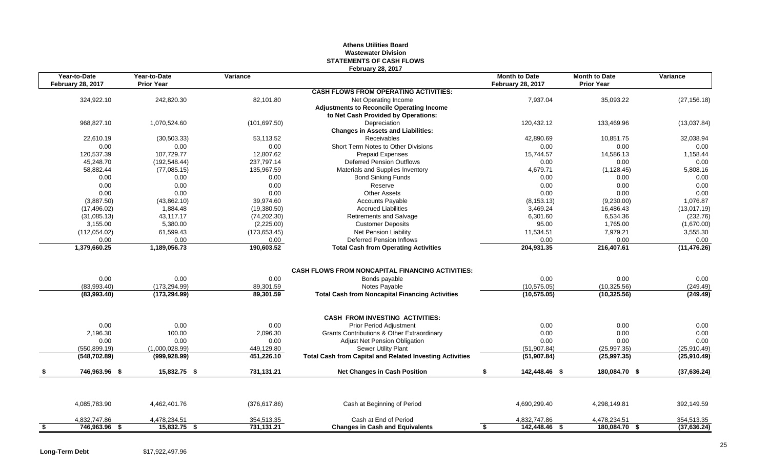# Athens Utilities Board
## Wastewater Division
## STATEMENTS OF CASH FLOWS
### February 28, 2017

| Year-to-Date February 28, 2017 | Year-to-Date Prior Year | Variance | | Month to Date February 28, 2017 | Month to Date Prior Year | Variance |
|---|---|---|---|---|---|---|
| | | | **CASH FLOWS FROM OPERATING ACTIVITIES:** | | | |
| 324,922.10 | 242,820.30 | 82,101.80 | Net Operating Income | 7,937.04 | 35,093.22 | (27,156.18) |
| | | | **Adjustments to Reconcile Operating Income to Net Cash Provided by Operations:** | | | |
| 968,827.10 | 1,070,524.60 | (101,697.50) | Depreciation | 120,432.12 | 133,469.96 | (13,037.84) |
| | | | **Changes in Assets and Liabilities:** | | | |
| 22,610.19 | (30,503.33) | 53,113.52 | Receivables | 42,890.69 | 10,851.75 | 32,038.94 |
| 0.00 | 0.00 | 0.00 | Short Term Notes to Other Divisions | 0.00 | 0.00 | 0.00 |
| 120,537.39 | 107,729.77 | 12,807.62 | Prepaid Expenses | 15,744.57 | 14,586.13 | 1,158.44 |
| 45,248.70 | (192,548.44) | 237,797.14 | Deferred Pension Outflows | 0.00 | 0.00 | 0.00 |
| 58,882.44 | (77,085.15) | 135,967.59 | Materials and Supplies Inventory | 4,679.71 | (1,128.45) | 5,808.16 |
| 0.00 | 0.00 | 0.00 | Bond Sinking Funds | 0.00 | 0.00 | 0.00 |
| 0.00 | 0.00 | 0.00 | Reserve | 0.00 | 0.00 | 0.00 |
| 0.00 | 0.00 | 0.00 | Other Assets | 0.00 | 0.00 | 0.00 |
| (3,887.50) | (43,862.10) | 39,974.60 | Accounts Payable | (8,153.13) | (9,230.00) | 1,076.87 |
| (17,496.02) | 1,884.48 | (19,380.50) | Accrued Liabilities | 3,469.24 | 16,486.43 | (13,017.19) |
| (31,085.13) | 43,117.17 | (74,202.30) | Retirements and Salvage | 6,301.60 | 6,534.36 | (232.76) |
| 3,155.00 | 5,380.00 | (2,225.00) | Customer Deposits | 95.00 | 1,765.00 | (1,670.00) |
| (112,054.02) | 61,599.43 | (173,653.45) | Net Pension Liability | 11,534.51 | 7,979.21 | 3,555.30 |
| 0.00 | 0.00 | 0.00 | Deferred Pension Inflows | 0.00 | 0.00 | 0.00 |
| **1,379,660.25** | **1,189,056.73** | **190,603.52** | **Total Cash from Operating Activities** | **204,931.35** | **216,407.61** | **(11,476.26)** |
| | | | **CASH FLOWS FROM NONCAPITAL FINANCING ACTIVITIES:** | | | |
| 0.00 | 0.00 | 0.00 | Bonds payable | 0.00 | 0.00 | 0.00 |
| (83,993.40) | (173,294.99) | 89,301.59 | Notes Payable | (10,575.05) | (10,325.56) | (249.49) |
| **(83,993.40)** | **(173,294.99)** | **89,301.59** | **Total Cash from Noncapital Financing Activities** | **(10,575.05)** | **(10,325.56)** | **(249.49)** |
| | | | **CASH FROM INVESTING ACTIVITIES:** | | | |
| 0.00 | 0.00 | 0.00 | Prior Period Adjustment | 0.00 | 0.00 | 0.00 |
| 2,196.30 | 100.00 | 2,096.30 | Grants Contributions & Other Extraordinary | 0.00 | 0.00 | 0.00 |
| 0.00 | 0.00 | 0.00 | Adjust Net Pension Obligation | 0.00 | 0.00 | 0.00 |
| (550,899.19) | (1,000,028.99) | 449,129.80 | Sewer Utility Plant | (51,907.84) | (25,997.35) | (25,910.49) |
| **(548,702.89)** | **(999,928.99)** | **451,226.10** | **Total Cash from Capital and Related Investing Activities** | **(51,907.84)** | **(25,997.35)** | **(25,910.49)** |
| **$ 746,963.96** | **$ 15,832.75** | **$ 731,131.21** | **Net Changes in Cash Position** | **$ 142,448.46** | **$ 180,084.70** | **$ (37,636.24)** |
| 4,085,783.90 | 4,462,401.76 | (376,617.86) | Cash at Beginning of Period | 4,690,299.40 | 4,298,149.81 | 392,149.59 |
| 4,832,747.86 | 4,478,234.51 | 354,513.35 | Cash at End of Period | 4,832,747.86 | 4,478,234.51 | 354,513.35 |
| **$ 746,963.96** | **$ 15,832.75** | **$ 731,131.21** | **Changes in Cash and Equivalents** | **$ 142,448.46** | **$ 180,084.70** | **$ (37,636.24)** |

**Long-Term Debt** $17,922,497.96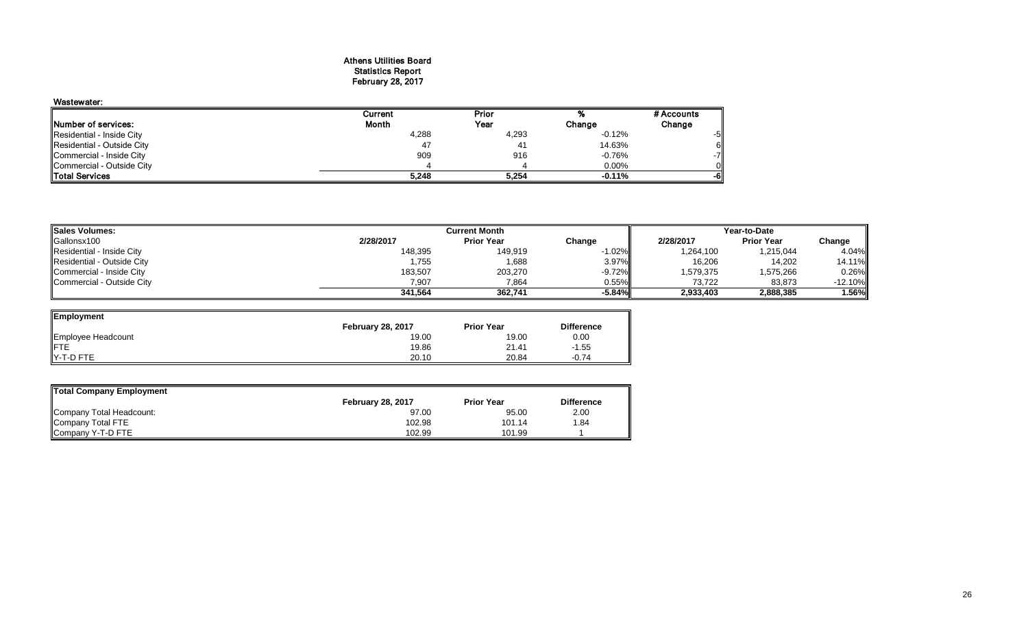# Athens Utilities Board
## Statistics Report
## February 28, 2017

**Wastewater:**

| Number of services: | Current Month | Prior Year | % Change | # Accounts Change |
|---|---|---|---|---|
| Residential - Inside City | 4,288 | 4,293 | -0.12% | -5 |
| Residential - Outside City | 47 | 41 | 14.63% | 6 |
| Commercial - Inside City | 909 | 916 | -0.76% | -7 |
| Commercial - Outside City | 4 | 4 | 0.00% | 0 |
| **Total Services** | **5,248** | **5,254** | **-0.11%** | **-6** |

| Sales Volumes: | Current Month | | | Year-to-Date | | |
|---|---|---|---|---|---|---|
| Gallonsx100 | 2/28/2017 | Prior Year | Change | 2/28/2017 | Prior Year | Change |
| Residential - Inside City | 148,395 | 149,919 | -1.02% | 1,264,100 | 1,215,044 | 4.04% |
| Residential - Outside City | 1,755 | 1,688 | 3.97% | 16,206 | 14,202 | 14.11% |
| Commercial - Inside City | 183,507 | 203,270 | -9.72% | 1,579,375 | 1,575,266 | 0.26% |
| Commercial - Outside City | 7,907 | 7,864 | 0.55% | 73,722 | 83,873 | -12.10% |
| | **341,564** | **362,741** | **-5.84%** | **2,933,403** | **2,888,385** | **1.56%** |

| Employment | February 28, 2017 | Prior Year | Difference |
|---|---|---|---|
| Employee Headcount | 19.00 | 19.00 | 0.00 |
| FTE | 19.86 | 21.41 | -1.55 |
| Y-T-D FTE | 20.10 | 20.84 | -0.74 |

| Total Company Employment | February 28, 2017 | Prior Year | Difference |
|---|---|---|---|
| Company Total Headcount: | 97.00 | 95.00 | 2.00 |
| Company Total FTE | 102.98 | 101.14 | 1.84 |
| Company Y-T-D FTE | 102.99 | 101.99 | 1 |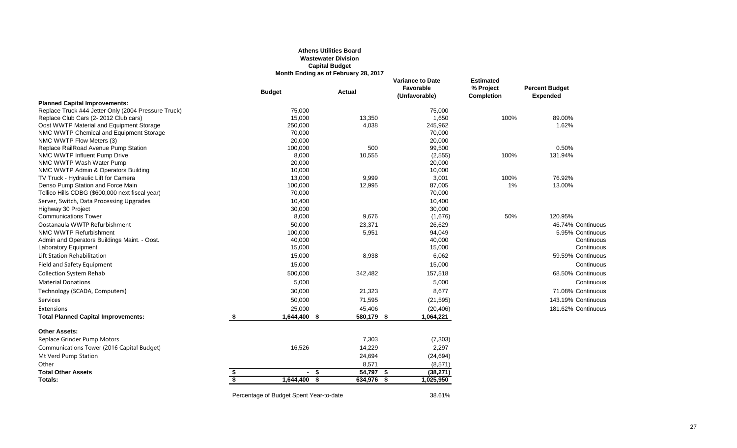**Athens Utilities Board**
**Wastewater Division**
**Capital Budget**
**Month Ending as of February 28, 2017**

| | Budget | Actual | Variance to Date Favorable (Unfavorable) | Estimated % Project Completion | Percent Budget Expended | |
|---|---|---|---|---|---|---|
| **Planned Capital Improvements:** | | | | | | |
| Replace Truck #44 Jetter Only (2004 Pressure Truck) | 75,000 | | 75,000 | | | |
| Replace Club Cars (2- 2012 Club cars) | 15,000 | 13,350 | 1,650 | 100% | 89.00% | |
| Oost WWTP Material and Equipment Storage | 250,000 | 4,038 | 245,962 | | 1.62% | |
| NMC WWTP Chemical and Equipment Storage | 70,000 | | 70,000 | | | |
| NMC WWTP Flow Meters (3) | 20,000 | | 20,000 | | | |
| Replace RailRoad Avenue Pump Station | 100,000 | 500 | 99,500 | | 0.50% | |
| NMC WWTP Influent Pump Drive | 8,000 | 10,555 | (2,555) | 100% | 131.94% | |
| NMC WWTP Wash Water Pump | 20,000 | | 20,000 | | | |
| NMC WWTP Admin & Operators Building | 10,000 | | 10,000 | | | |
| TV Truck - Hydraulic Lift for Camera | 13,000 | 9,999 | 3,001 | 100% | 76.92% | |
| Denso Pump Station and Force Main | 100,000 | 12,995 | 87,005 | 1% | 13.00% | |
| Tellico Hills CDBG ($600,000 next fiscal year) | 70,000 | | 70,000 | | | |
| Server, Switch, Data Processing Upgrades | 10,400 | | 10,400 | | | |
| Highway 30 Project | 30,000 | | 30,000 | | | |
| Communications Tower | 8,000 | 9,676 | (1,676) | 50% | 120.95% | |
| Oostanaula WWTP Refurbishment | 50,000 | 23,371 | 26,629 | | 46.74% | Continuous |
| NMC WWTP Refurbishment | 100,000 | 5,951 | 94,049 | | 5.95% | Continuous |
| Admin and Operators Buildings Maint. - Oost. | 40,000 | | 40,000 | | | Continuous |
| Laboratory Equipment | 15,000 | | 15,000 | | | Continuous |
| Lift Station Rehabilitation | 15,000 | 8,938 | 6,062 | | 59.59% | Continuous |
| Field and Safety Equipment | 15,000 | | 15,000 | | | Continuous |
| Collection System Rehab | 500,000 | 342,482 | 157,518 | | 68.50% | Continuous |
| Material Donations | 5,000 | | 5,000 | | | Continuous |
| Technology (SCADA, Computers) | 30,000 | 21,323 | 8,677 | | 71.08% | Continuous |
| Services | 50,000 | 71,595 | (21,595) | | 143.19% | Continuous |
| Extensions | 25,000 | 45,406 | (20,406) | | 181.62% | Continuous |
| **Total Planned Capital Improvements:** | **$ 1,644,400** | **$ 580,179** | **$ 1,064,221** | | | |
| | | | | | | |
| **Other Assets:** | | | | | | |
| Replace Grinder Pump Motors | | 7,303 | (7,303) | | | |
| Communications Tower (2016 Capital Budget) | 16,526 | 14,229 | 2,297 | | | |
| Mt Verd Pump Station | | 24,694 | (24,694) | | | |
| Other | | 8,571 | (8,571) | | | |
| **Total Other Assets** | **$ -** | **$ 54,797** | **$ (38,271)** | | | |
| **Totals:** | **$ 1,644,400** | **$ 634,976** | **$ 1,025,950** | | | |
| | | | | | | |
| Percentage of Budget Spent Year-to-date | | | 38.61% | | | |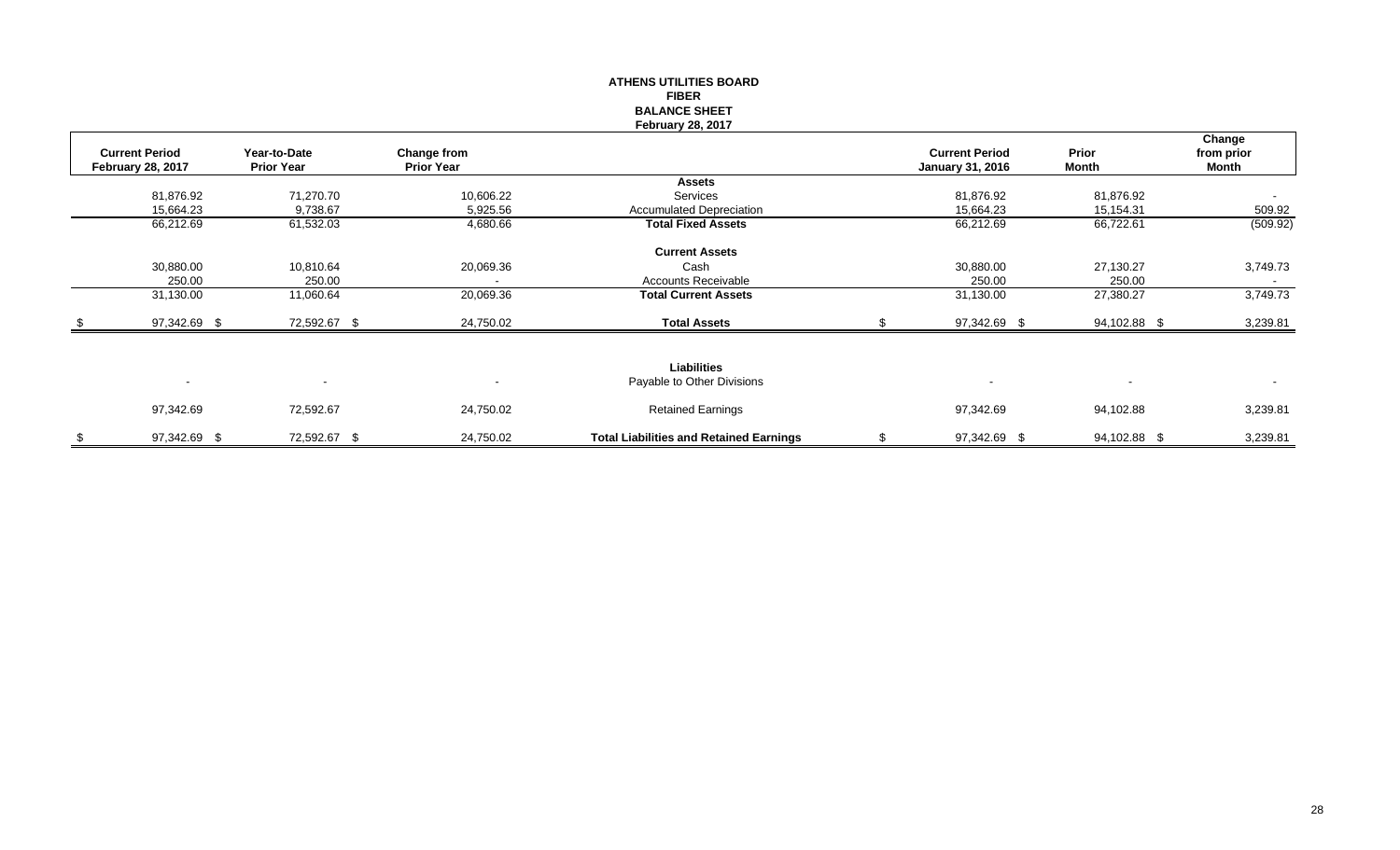# ATHENS UTILITIES BOARD
## FIBER
## BALANCE SHEET
### February 28, 2017

| Current Period February 28, 2017 | Year-to-Date Prior Year | Change from Prior Year | | Current Period January 31, 2016 | Prior Month | Change from prior Month |
|---|---|---|---|---|---|---|
| | | | **Assets** | | | |
| 81,876.92 | 71,270.70 | 10,606.22 | Services | 81,876.92 | 81,876.92 | - |
| 15,664.23 | 9,738.67 | 5,925.56 | Accumulated Depreciation | 15,664.23 | 15,154.31 | 509.92 |
| 66,212.69 | 61,532.03 | 4,680.66 | **Total Fixed Assets** | 66,212.69 | 66,722.61 | (509.92) |
| | | | **Current Assets** | | | |
| 30,880.00 | 10,810.64 | 20,069.36 | Cash | 30,880.00 | 27,130.27 | 3,749.73 |
| 250.00 | 250.00 | - | Accounts Receivable | 250.00 | 250.00 | - |
| 31,130.00 | 11,060.64 | 20,069.36 | **Total Current Assets** | 31,130.00 | 27,380.27 | 3,749.73 |
| $ 97,342.69 | $ 72,592.67 | $ 24,750.02 | **Total Assets** | $ 97,342.69 | $ 94,102.88 | $ 3,239.81 |
| | | | **Liabilities** | | | |
| - | - | - | Payable to Other Divisions | - | - | - |
| 97,342.69 | 72,592.67 | 24,750.02 | Retained Earnings | 97,342.69 | 94,102.88 | 3,239.81 |
| $ 97,342.69 | $ 72,592.67 | $ 24,750.02 | **Total Liabilities and Retained Earnings** | $ 97,342.69 | $ 94,102.88 | $ 3,239.81 |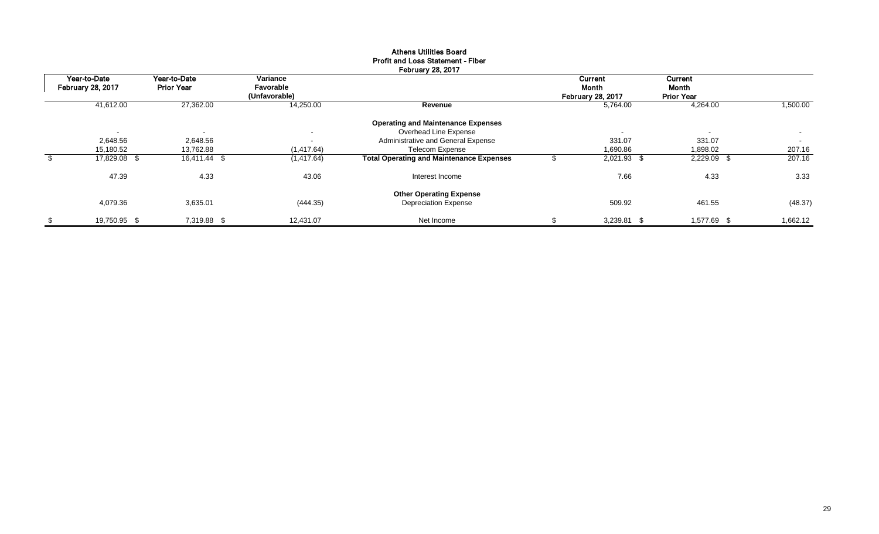# Athens Utilities Board
## Profit and Loss Statement - Fiber
### February 28, 2017

| Year-to-Date February 28, 2017 | Year-to-Date Prior Year | Variance Favorable (Unfavorable) | | Current Month February 28, 2017 | Current Month Prior Year | |
|---|---|---|---|---|---|---|
| 41,612.00 | 27,362.00 | 14,250.00 | **Revenue** | 5,764.00 | 4,264.00 | 1,500.00 |
| | | | **Operating and Maintenance Expenses** | | | |
| - | - | - | Overhead Line Expense | - | - | - |
| 2,648.56 | 2,648.56 | - | Administrative and General Expense | 331.07 | 331.07 | - |
| 15,180.52 | 13,762.88 | (1,417.64) | Telecom Expense | 1,690.86 | 1,898.02 | 207.16 |
| $ 17,829.08 | $ 16,411.44 | $ (1,417.64) | **Total Operating and Maintenance Expenses** | $ 2,021.93 | $ 2,229.09 | $ 207.16 |
| 47.39 | 4.33 | 43.06 | Interest Income | 7.66 | 4.33 | 3.33 |
| | | | **Other Operating Expense** | | | |
| 4,079.36 | 3,635.01 | (444.35) | Depreciation Expense | 509.92 | 461.55 | (48.37) |
| $ 19,750.95 | $ 7,319.88 | $ 12,431.07 | Net Income | $ 3,239.81 | $ 1,577.69 | $ 1,662.12 |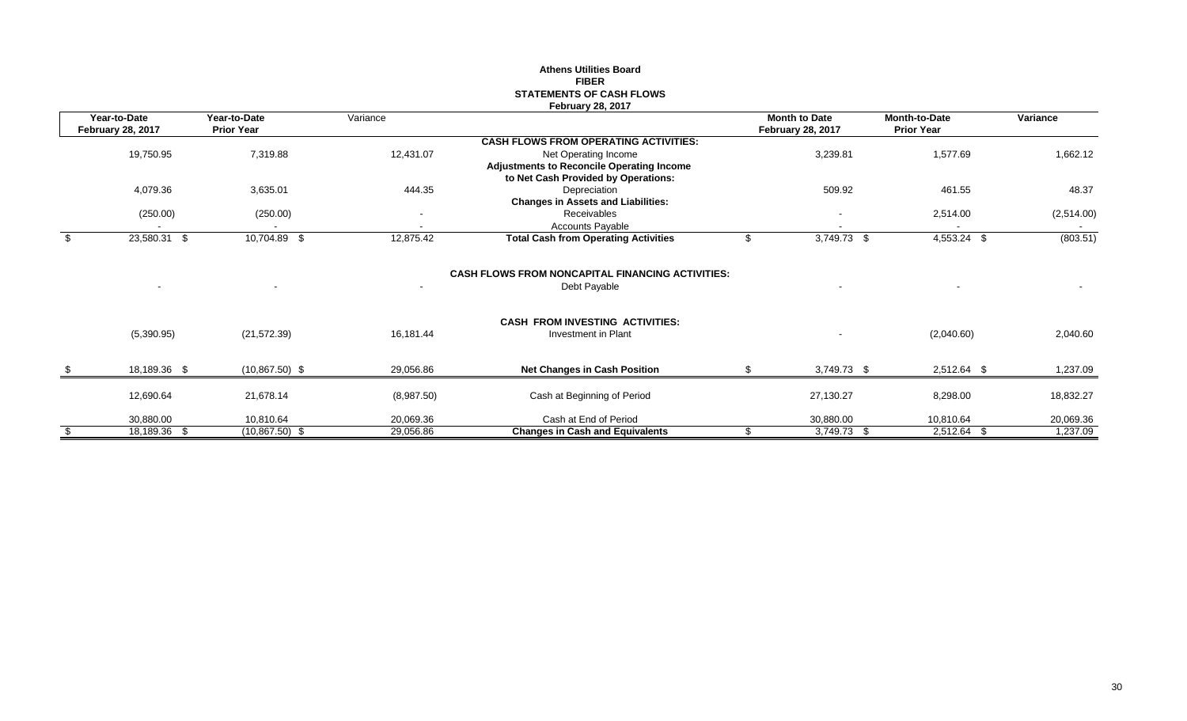**Athens Utilities Board**
**FIBER**
**STATEMENTS OF CASH FLOWS**
**February 28, 2017**

| Year-to-Date February 28, 2017 | Year-to-Date Prior Year | Variance | | Month to Date February 28, 2017 | Month-to-Date Prior Year | Variance |
|---|---|---|---|---|---|---|
| | | | **CASH FLOWS FROM OPERATING ACTIVITIES:** | | | |
| 19,750.95 | 7,319.88 | 12,431.07 | Net Operating Income | 3,239.81 | 1,577.69 | 1,662.12 |
| | | | **Adjustments to Reconcile Operating Income to Net Cash Provided by Operations:** | | | |
| 4,079.36 | 3,635.01 | 444.35 | Depreciation | 509.92 | 461.55 | 48.37 |
| | | | **Changes in Assets and Liabilities:** | | | |
| (250.00) | (250.00) | - | Receivables | - | 2,514.00 | (2,514.00) |
| - | - | - | Accounts Payable | - | - | - |
| $ 23,580.31 | $ 10,704.89 | $ 12,875.42 | **Total Cash from Operating Activities** | $ 3,749.73 | $ 4,553.24 | $ (803.51) |
| | | | **CASH FLOWS FROM NONCAPITAL FINANCING ACTIVITIES:** | | | |
| - | - | - | Debt Payable | - | - | - |
| | | | **CASH FROM INVESTING ACTIVITIES:** | | | |
| (5,390.95) | (21,572.39) | 16,181.44 | Investment in Plant | - | (2,040.60) | 2,040.60 |
| $ 18,189.36 | $ (10,867.50) | $ 29,056.86 | **Net Changes in Cash Position** | $ 3,749.73 | $ 2,512.64 | $ 1,237.09 |
| 12,690.64 | 21,678.14 | (8,987.50) | Cash at Beginning of Period | 27,130.27 | 8,298.00 | 18,832.27 |
| 30,880.00 | 10,810.64 | 20,069.36 | Cash at End of Period | 30,880.00 | 10,810.64 | 20,069.36 |
| $ 18,189.36 | $ (10,867.50) | $ 29,056.86 | **Changes in Cash and Equivalents** | $ 3,749.73 | $ 2,512.64 | $ 1,237.09 |